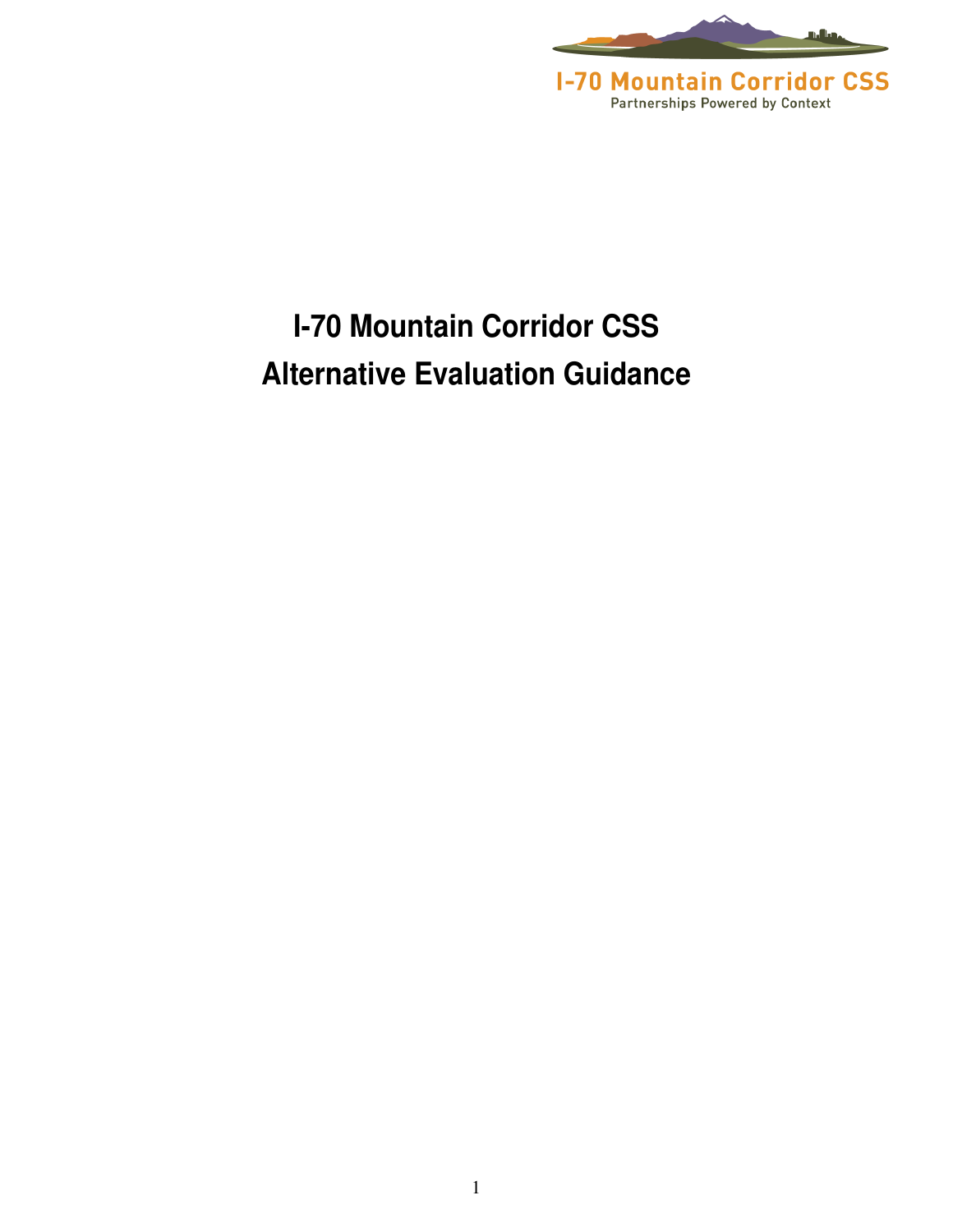I-70 Mountain Corridor CSS

Partnerships Powered by Context

# I-70 Mountain Corridor CSS
# Alternative Evaluation Guidance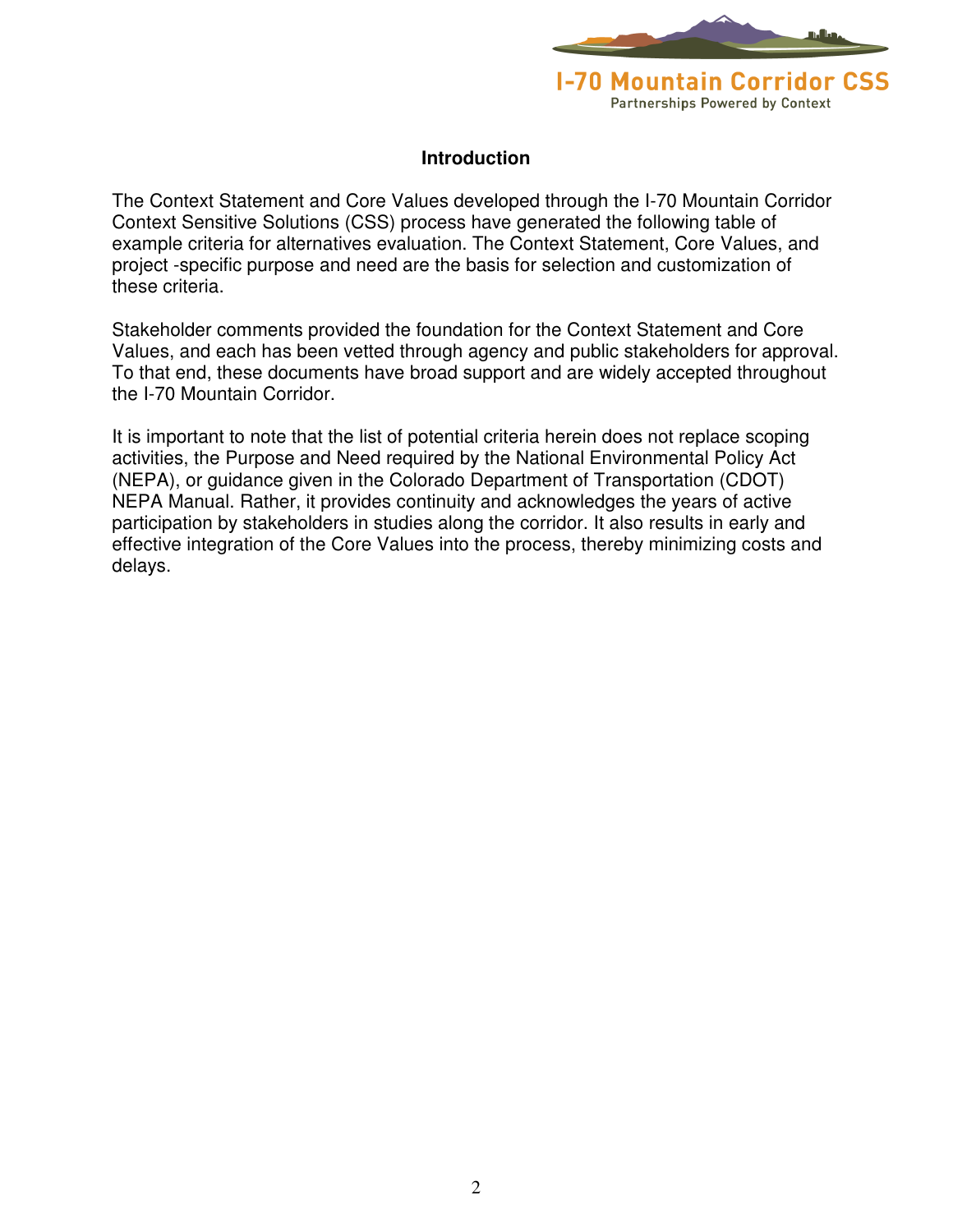## Introduction

The Context Statement and Core Values developed through the I-70 Mountain Corridor Context Sensitive Solutions (CSS) process have generated the following table of example criteria for alternatives evaluation. The Context Statement, Core Values, and project -specific purpose and need are the basis for selection and customization of these criteria.

Stakeholder comments provided the foundation for the Context Statement and Core Values, and each has been vetted through agency and public stakeholders for approval. To that end, these documents have broad support and are widely accepted throughout the I-70 Mountain Corridor.

It is important to note that the list of potential criteria herein does not replace scoping activities, the Purpose and Need required by the National Environmental Policy Act (NEPA), or guidance given in the Colorado Department of Transportation (CDOT) NEPA Manual. Rather, it provides continuity and acknowledges the years of active participation by stakeholders in studies along the corridor. It also results in early and effective integration of the Core Values into the process, thereby minimizing costs and delays.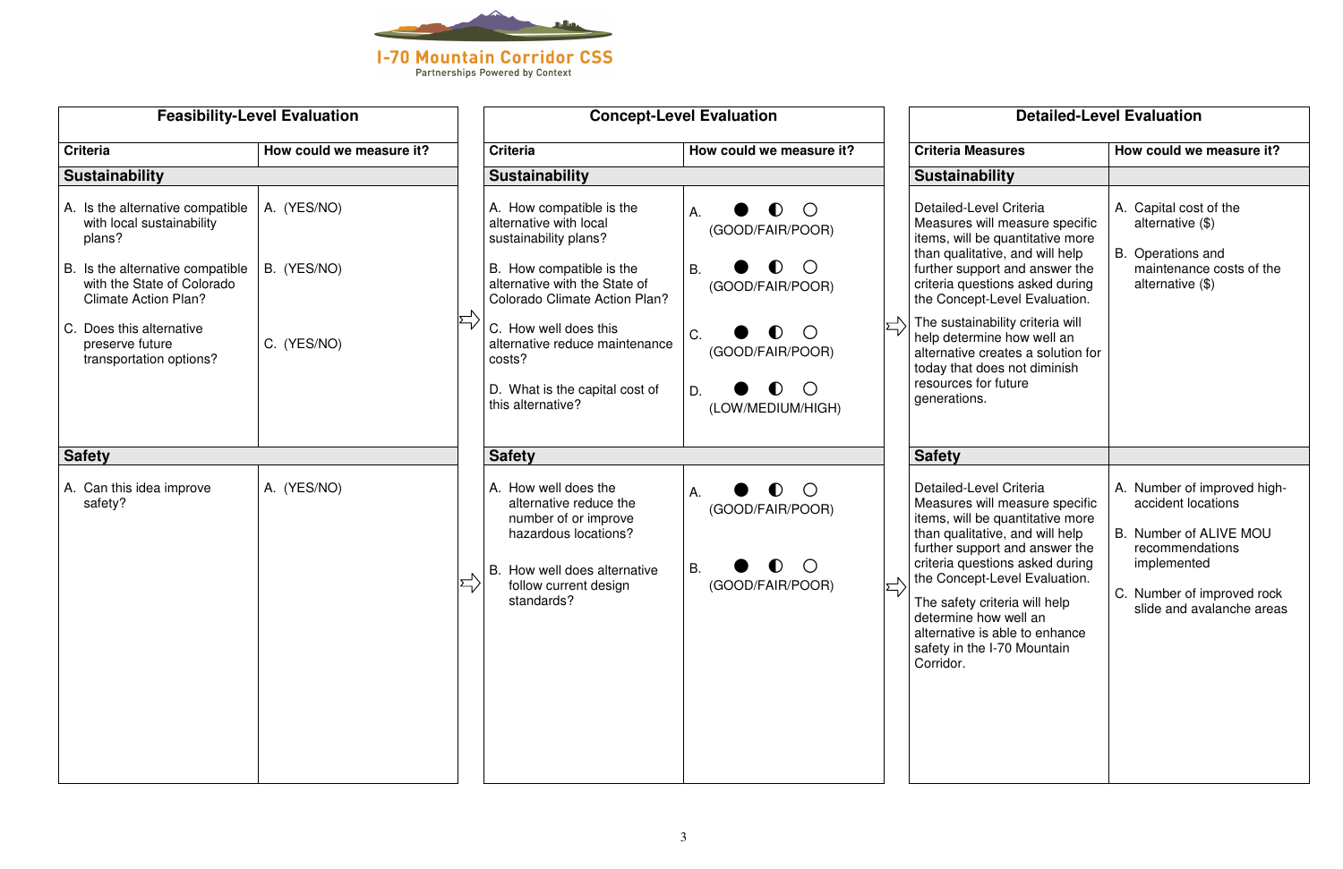I-70 Mountain Corridor CSS
Partnerships Powered by Context

## Feasibility-Level Evaluation

| Criteria | How could we measure it? |
|---|---|
| **Sustainability** | |
| A. Is the alternative compatible with local sustainability plans? | A. (YES/NO) |
| B. Is the alternative compatible with the State of Colorado Climate Action Plan? | B. (YES/NO) |
| C. Does this alternative preserve future transportation options? | C. (YES/NO) |
| **Safety** | |
| A. Can this idea improve safety? | A. (YES/NO) |

## Concept-Level Evaluation

| Criteria | How could we measure it? |
|---|---|
| **Sustainability** | |
| A. How compatible is the alternative with local sustainability plans? | A. ● ◐ ○ (GOOD/FAIR/POOR) |
| B. How compatible is the alternative with the State of Colorado Climate Action Plan? | B. ● ◐ ○ (GOOD/FAIR/POOR) |
| C. How well does this alternative reduce maintenance costs? | C. ● ◐ ○ (GOOD/FAIR/POOR) |
| D. What is the capital cost of this alternative? | D. ● ◐ ○ (LOW/MEDIUM/HIGH) |
| **Safety** | |
| A. How well does the alternative reduce the number of or improve hazardous locations? | A. ● ◐ ○ (GOOD/FAIR/POOR) |
| B. How well does alternative follow current design standards? | B. ● ◐ ○ (GOOD/FAIR/POOR) |

## Detailed-Level Evaluation

| Criteria Measures | How could we measure it? |
|---|---|
| **Sustainability** | |
| Detailed-Level Criteria Measures will measure specific items, will be quantitative more than qualitative, and will help further support and answer the criteria questions asked during the Concept-Level Evaluation.<br><br>The sustainability criteria will help determine how well an alternative creates a solution for today that does not diminish resources for future generations. | A. Capital cost of the alternative ($)<br><br>B. Operations and maintenance costs of the alternative ($) |
| **Safety** | |
| Detailed-Level Criteria Measures will measure specific items, will be quantitative more than qualitative, and will help further support and answer the criteria questions asked during the Concept-Level Evaluation.<br><br>The safety criteria will help determine how well an alternative is able to enhance safety in the I-70 Mountain Corridor. | A. Number of improved high-accident locations<br><br>B. Number of ALIVE MOU recommendations implemented<br><br>C. Number of improved rock slide and avalanche areas |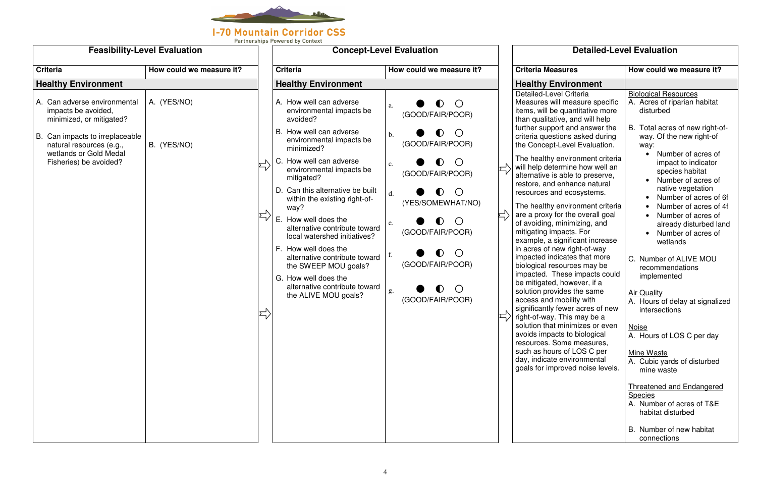## Feasibility-Level Evaluation

| Criteria | How could we measure it? |
|---|---|
| **Healthy Environment** | |
| A. Can adverse environmental impacts be avoided, minimized, or mitigated? | A. (YES/NO) |
| B. Can impacts to irreplaceable natural resources (e.g., wetlands or Gold Medal Fisheries) be avoided? | B. (YES/NO) |

## Concept-Level Evaluation

| Criteria | How could we measure it? |
|---|---|
| **Healthy Environment** | |
| A. How well can adverse environmental impacts be avoided? | a. ● ◐ ○ (GOOD/FAIR/POOR) |
| B. How well can adverse environmental impacts be minimized? | b. ● ◐ ○ (GOOD/FAIR/POOR) |
| C. How well can adverse environmental impacts be mitigated? | c. ● ◐ ○ (GOOD/FAIR/POOR) |
| D. Can this alternative be built within the existing right-of-way? | d. ● ◐ ○ (YES/SOMEWHAT/NO) |
| E. How well does the alternative contribute toward local watershed initiatives? | e. ● ◐ ○ (GOOD/FAIR/POOR) |
| F. How well does the alternative contribute toward the SWEEP MOU goals? | f. ● ◐ ○ (GOOD/FAIR/POOR) |
| G. How well does the alternative contribute toward the ALIVE MOU goals? | g. ● ◐ ○ (GOOD/FAIR/POOR) |

## Detailed-Level Evaluation

| Criteria Measures | How could we measure it? |
|---|---|
| **Healthy Environment** | |
| Detailed-Level Criteria Measures will measure specific items, will be quantitative more than qualitative, and will help further support and answer the criteria questions asked during the Concept-Level Evaluation.<br><br>The healthy environment criteria will help determine how well an alternative is able to preserve, restore, and enhance natural resources and ecosystems.<br><br>The healthy environment criteria are a proxy for the overall goal of avoiding, minimizing, and mitigating impacts. For example, a significant increase in acres of new right-of-way impacted indicates that more biological resources may be impacted. These impacts could be mitigated, however, if a solution provides the same access and mobility with significantly fewer acres of new right-of-way. This may be a solution that minimizes or even avoids impacts to biological resources. Some measures, such as hours of LOS C per day, indicate environmental goals for improved noise levels. | Biological Resources<br>A. Acres of riparian habitat disturbed<br><br>B. Total acres of new right-of-way. Of the new right-of way:<br>• Number of acres of impact to indicator species habitat<br>• Number of acres of native vegetation<br>• Number of acres of 6f<br>• Number of acres of 4f<br>• Number of acres of already disturbed land<br>• Number of acres of wetlands<br><br>C. Number of ALIVE MOU recommendations implemented<br><br>Air Quality<br>A. Hours of delay at signalized intersections<br><br>Noise<br>A. Hours of LOS C per day<br><br>Mine Waste<br>A. Cubic yards of disturbed mine waste<br><br>Threatened and Endangered Species<br>A. Number of acres of T&E habitat disturbed<br><br>B. Number of new habitat connections |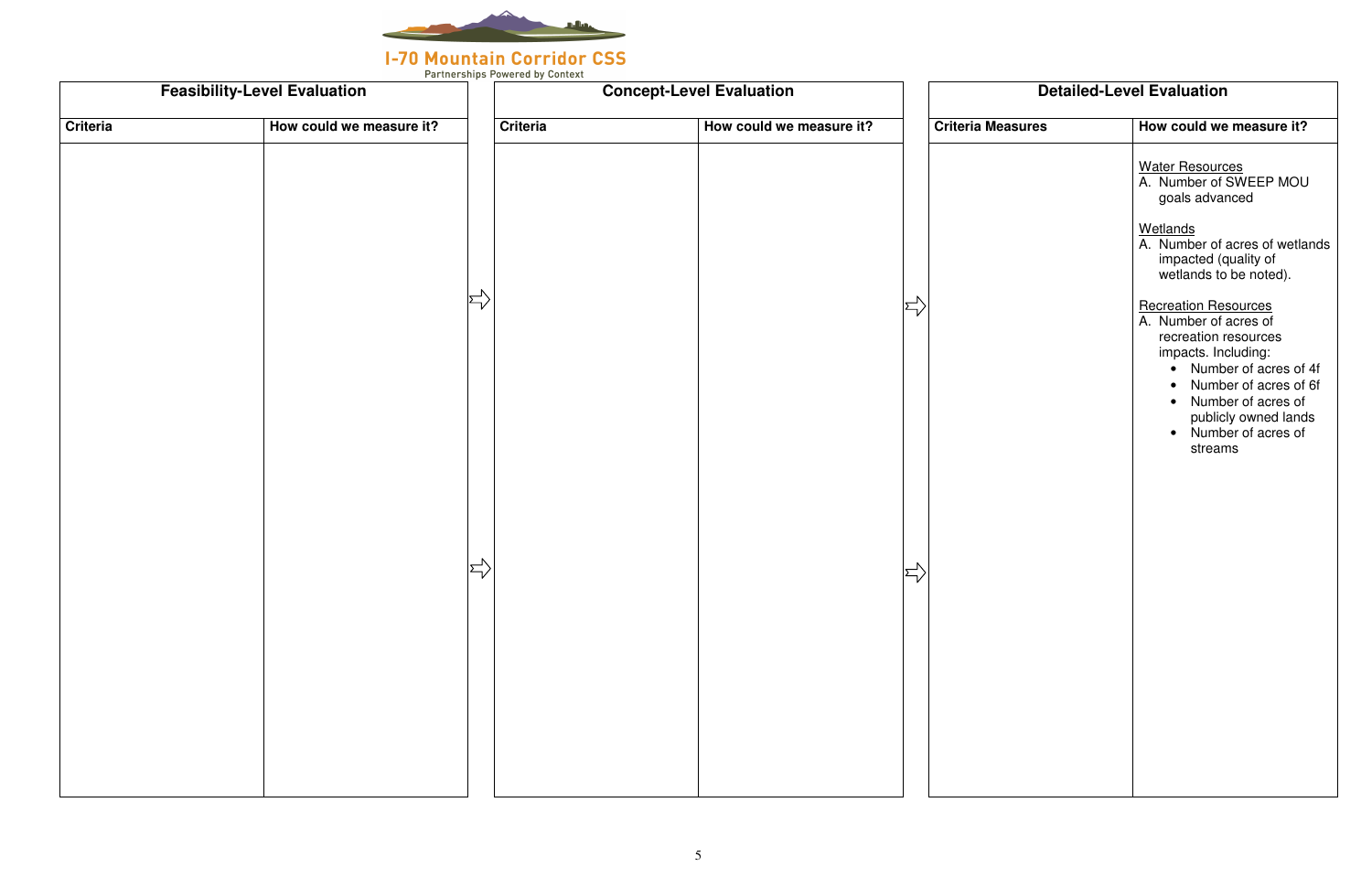I-70 Mountain Corridor CSS

Partnerships Powered by Context

| Feasibility-Level Evaluation | | Concept-Level Evaluation | | Detailed-Level Evaluation | |
|---|---|---|---|---|---|
| **Criteria** | **How could we measure it?** | **Criteria** | **How could we measure it?** | **Criteria Measures** | **How could we measure it?** |
| | | | | | <u>Water Resources</u><br>A. Number of SWEEP MOU goals advanced<br><br><u>Wetlands</u><br>A. Number of acres of wetlands impacted (quality of wetlands to be noted).<br><br><u>Recreation Resources</u><br>A. Number of acres of recreation resources impacts. Including:<br>• Number of acres of 4f<br>• Number of acres of 6f<br>• Number of acres of publicly owned lands<br>• Number of acres of streams |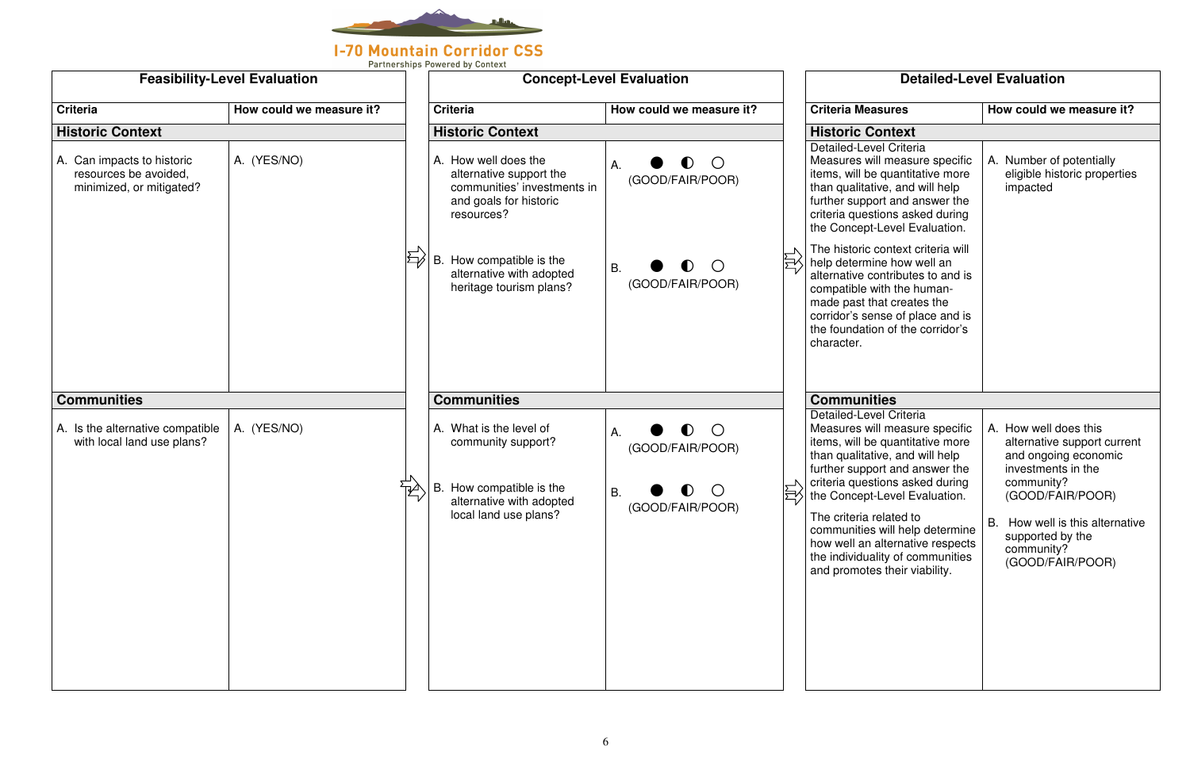I-70 Mountain Corridor CSS

Partnerships Powered by Context

## Feasibility-Level Evaluation

| Criteria | How could we measure it? |
|---|---|
| **Historic Context** | |
| A. Can impacts to historic resources be avoided, minimized, or mitigated? | A. (YES/NO) |
| **Communities** | |
| A. Is the alternative compatible with local land use plans? | A. (YES/NO) |

## Concept-Level Evaluation

| Criteria | How could we measure it? |
|---|---|
| **Historic Context** | |
| A. How well does the alternative support the communities' investments in and goals for historic resources? | A. ● ◐ ○ (GOOD/FAIR/POOR) |
| B. How compatible is the alternative with adopted heritage tourism plans? | B. ● ◐ ○ (GOOD/FAIR/POOR) |
| **Communities** | |
| A. What is the level of community support? | A. ● ◐ ○ (GOOD/FAIR/POOR) |
| B. How compatible is the alternative with adopted local land use plans? | B. ● ◐ ○ (GOOD/FAIR/POOR) |

## Detailed-Level Evaluation

| Criteria Measures | How could we measure it? |
|---|---|
| **Historic Context** | |
| Detailed-Level Criteria Measures will measure specific items, will be quantitative more than qualitative, and will help further support and answer the criteria questions asked during the Concept-Level Evaluation.<br><br>The historic context criteria will help determine how well an alternative contributes to and is compatible with the human-made past that creates the corridor's sense of place and is the foundation of the corridor's character. | A. Number of potentially eligible historic properties impacted |
| **Communities** | |
| Detailed-Level Criteria Measures will measure specific items, will be quantitative more than qualitative, and will help further support and answer the criteria questions asked during the Concept-Level Evaluation.<br><br>The criteria related to communities will help determine how well an alternative respects the individuality of communities and promotes their viability. | A. How well does this alternative support current and ongoing economic investments in the community? (GOOD/FAIR/POOR)<br><br>B. How well is this alternative supported by the community? (GOOD/FAIR/POOR) |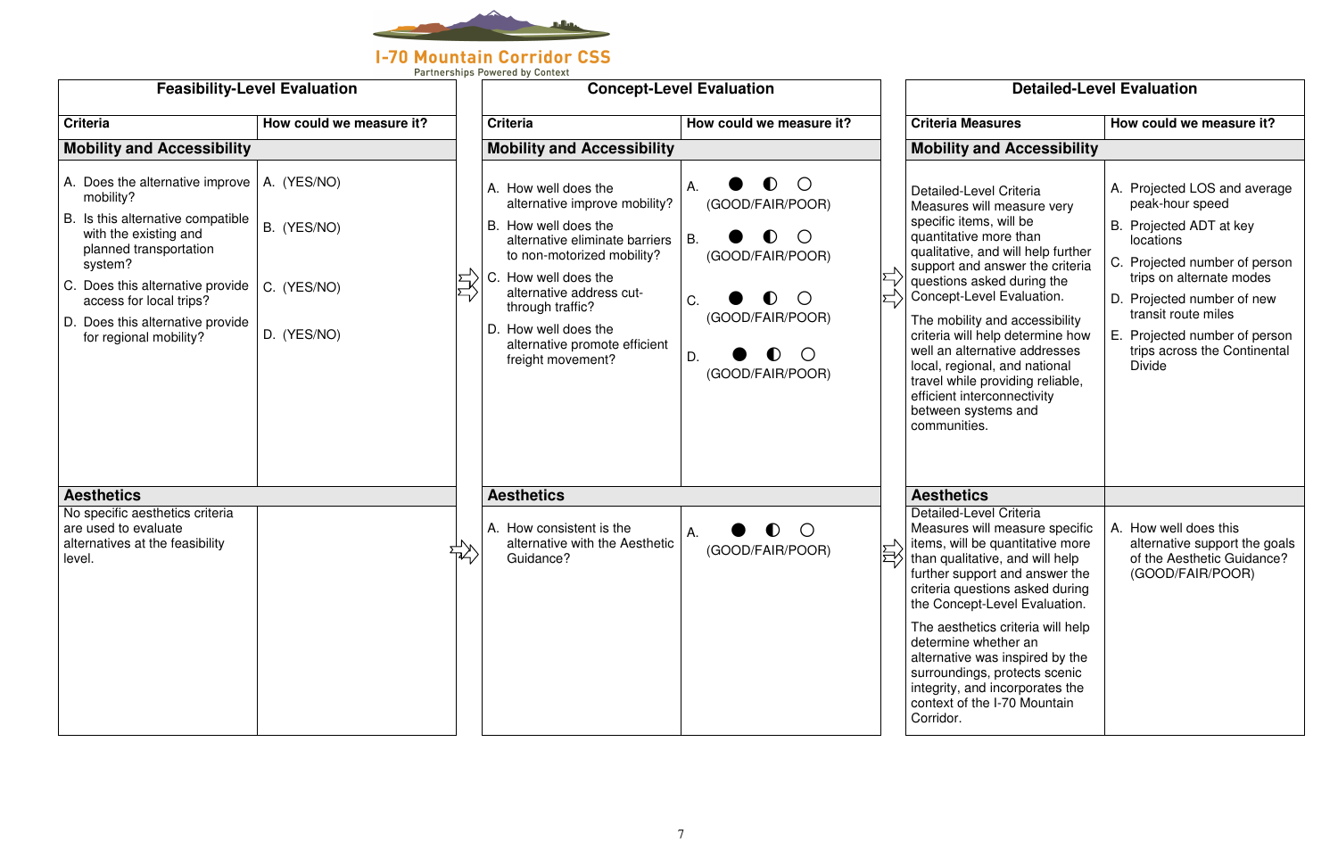**I-70 Mountain Corridor CSS**
Partnerships Powered by Context

## Feasibility-Level Evaluation

| Criteria | How could we measure it? |
|---|---|
| **Mobility and Accessibility** | |
| A. Does the alternative improve mobility? | A. (YES/NO) |
| B. Is this alternative compatible with the existing and planned transportation system? | B. (YES/NO) |
| C. Does this alternative provide access for local trips? | C. (YES/NO) |
| D. Does this alternative provide for regional mobility? | D. (YES/NO) |
| **Aesthetics** | |
| No specific aesthetics criteria are used to evaluate alternatives at the feasibility level. | |

## Concept-Level Evaluation

| Criteria | How could we measure it? |
|---|---|
| **Mobility and Accessibility** | |
| A. How well does the alternative improve mobility? | A. ● ◐ ○ (GOOD/FAIR/POOR) |
| B. How well does the alternative eliminate barriers to non-motorized mobility? | B. ● ◐ ○ (GOOD/FAIR/POOR) |
| C. How well does the alternative address cut-through traffic? | C. ● ◐ ○ (GOOD/FAIR/POOR) |
| D. How well does the alternative promote efficient freight movement? | D. ● ◐ ○ (GOOD/FAIR/POOR) |
| **Aesthetics** | |
| A. How consistent is the alternative with the Aesthetic Guidance? | A. ● ◐ ○ (GOOD/FAIR/POOR) |

## Detailed-Level Evaluation

| Criteria Measures | How could we measure it? |
|---|---|
| **Mobility and Accessibility** | |
| Detailed-Level Criteria Measures will measure very specific items, will be quantitative more than qualitative, and will help further support and answer the criteria questions asked during the Concept-Level Evaluation.<br><br>The mobility and accessibility criteria will help determine how well an alternative addresses local, regional, and national travel while providing reliable, efficient interconnectivity between systems and communities. | A. Projected LOS and average peak-hour speed<br>B. Projected ADT at key locations<br>C. Projected number of person trips on alternate modes<br>D. Projected number of new transit route miles<br>E. Projected number of person trips across the Continental Divide |
| **Aesthetics** | |
| Detailed-Level Criteria Measures will measure specific items, will be quantitative more than qualitative, and will help further support and answer the criteria questions asked during the Concept-Level Evaluation.<br><br>The aesthetics criteria will help determine whether an alternative was inspired by the surroundings, protects scenic integrity, and incorporates the context of the I-70 Mountain Corridor. | A. How well does this alternative support the goals of the Aesthetic Guidance? (GOOD/FAIR/POOR) |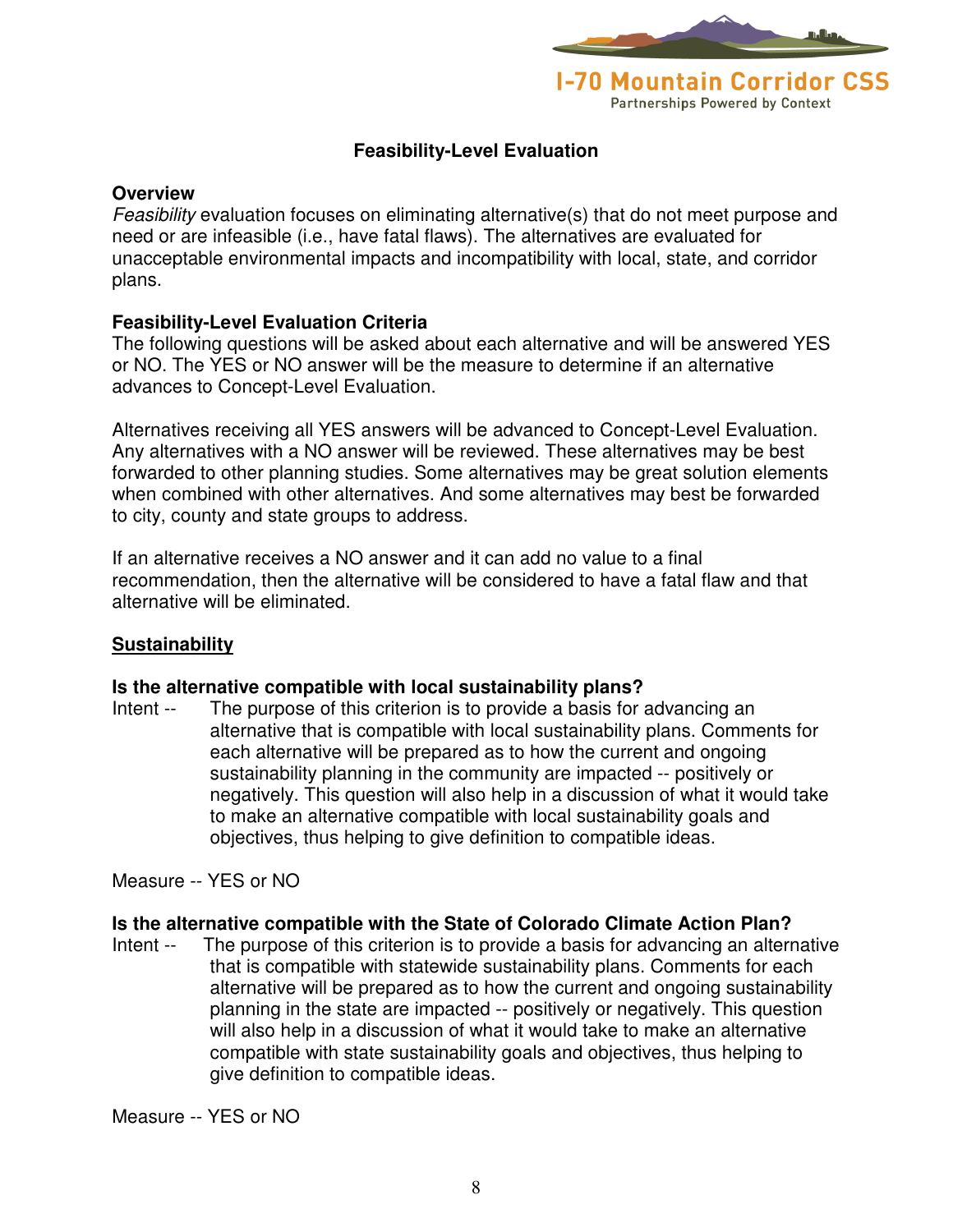## Feasibility-Level Evaluation

### Overview

*Feasibility* evaluation focuses on eliminating alternative(s) that do not meet purpose and need or are infeasible (i.e., have fatal flaws). The alternatives are evaluated for unacceptable environmental impacts and incompatibility with local, state, and corridor plans.

### Feasibility-Level Evaluation Criteria

The following questions will be asked about each alternative and will be answered YES or NO. The YES or NO answer will be the measure to determine if an alternative advances to Concept-Level Evaluation.

Alternatives receiving all YES answers will be advanced to Concept-Level Evaluation. Any alternatives with a NO answer will be reviewed. These alternatives may be best forwarded to other planning studies. Some alternatives may be great solution elements when combined with other alternatives. And some alternatives may best be forwarded to city, county and state groups to address.

If an alternative receives a NO answer and it can add no value to a final recommendation, then the alternative will be considered to have a fatal flaw and that alternative will be eliminated.

### Sustainability

**Is the alternative compatible with local sustainability plans?**

Intent -- The purpose of this criterion is to provide a basis for advancing an alternative that is compatible with local sustainability plans. Comments for each alternative will be prepared as to how the current and ongoing sustainability planning in the community are impacted -- positively or negatively. This question will also help in a discussion of what it would take to make an alternative compatible with local sustainability goals and objectives, thus helping to give definition to compatible ideas.

Measure -- YES or NO

**Is the alternative compatible with the State of Colorado Climate Action Plan?**

Intent -- The purpose of this criterion is to provide a basis for advancing an alternative that is compatible with statewide sustainability plans. Comments for each alternative will be prepared as to how the current and ongoing sustainability planning in the state are impacted -- positively or negatively. This question will also help in a discussion of what it would take to make an alternative compatible with state sustainability goals and objectives, thus helping to give definition to compatible ideas.

Measure -- YES or NO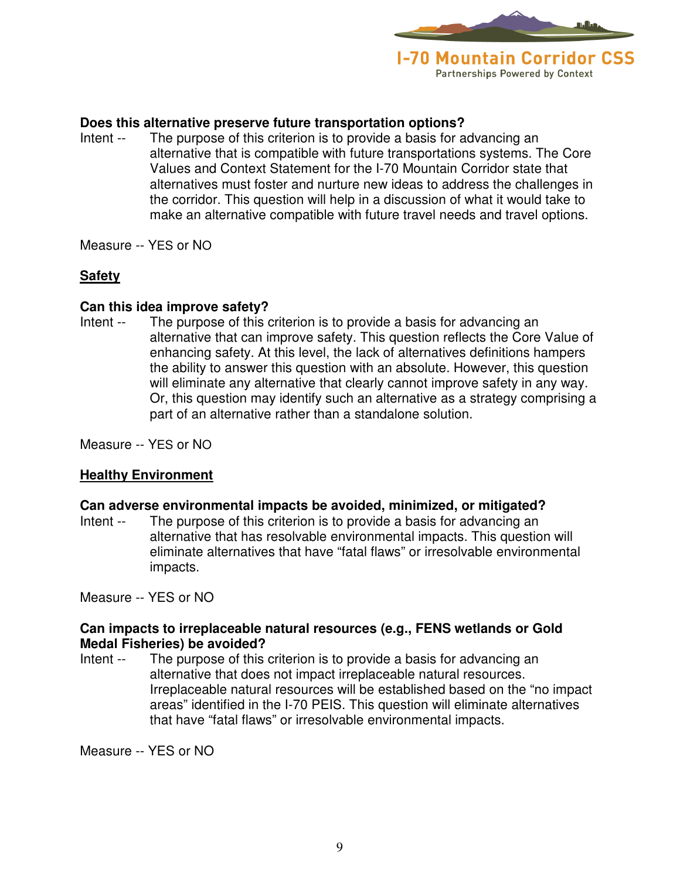**Does this alternative preserve future transportation options?**

Intent -- The purpose of this criterion is to provide a basis for advancing an alternative that is compatible with future transportations systems. The Core Values and Context Statement for the I-70 Mountain Corridor state that alternatives must foster and nurture new ideas to address the challenges in the corridor. This question will help in a discussion of what it would take to make an alternative compatible with future travel needs and travel options.

Measure -- YES or NO

## Safety

**Can this idea improve safety?**

Intent -- The purpose of this criterion is to provide a basis for advancing an alternative that can improve safety. This question reflects the Core Value of enhancing safety. At this level, the lack of alternatives definitions hampers the ability to answer this question with an absolute. However, this question will eliminate any alternative that clearly cannot improve safety in any way. Or, this question may identify such an alternative as a strategy comprising a part of an alternative rather than a standalone solution.

Measure -- YES or NO

## Healthy Environment

**Can adverse environmental impacts be avoided, minimized, or mitigated?**

Intent -- The purpose of this criterion is to provide a basis for advancing an alternative that has resolvable environmental impacts. This question will eliminate alternatives that have "fatal flaws" or irresolvable environmental impacts.

Measure -- YES or NO

**Can impacts to irreplaceable natural resources (e.g., FENS wetlands or Gold Medal Fisheries) be avoided?**

Intent -- The purpose of this criterion is to provide a basis for advancing an alternative that does not impact irreplaceable natural resources. Irreplaceable natural resources will be established based on the "no impact areas" identified in the I-70 PEIS. This question will eliminate alternatives that have "fatal flaws" or irresolvable environmental impacts.

Measure -- YES or NO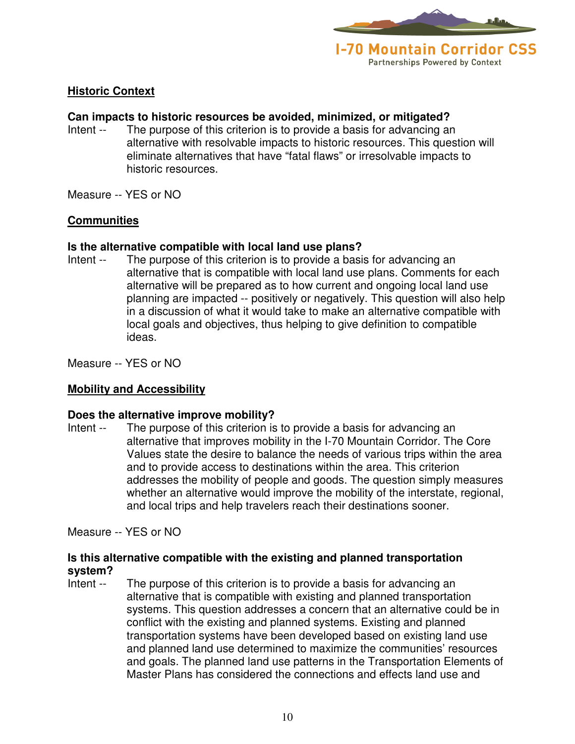## Historic Context

**Can impacts to historic resources be avoided, minimized, or mitigated?**

Intent -- The purpose of this criterion is to provide a basis for advancing an alternative with resolvable impacts to historic resources. This question will eliminate alternatives that have "fatal flaws" or irresolvable impacts to historic resources.

Measure -- YES or NO

## Communities

**Is the alternative compatible with local land use plans?**

Intent -- The purpose of this criterion is to provide a basis for advancing an alternative that is compatible with local land use plans. Comments for each alternative will be prepared as to how current and ongoing local land use planning are impacted -- positively or negatively. This question will also help in a discussion of what it would take to make an alternative compatible with local goals and objectives, thus helping to give definition to compatible ideas.

Measure -- YES or NO

## Mobility and Accessibility

**Does the alternative improve mobility?**

Intent -- The purpose of this criterion is to provide a basis for advancing an alternative that improves mobility in the I-70 Mountain Corridor. The Core Values state the desire to balance the needs of various trips within the area and to provide access to destinations within the area. This criterion addresses the mobility of people and goods. The question simply measures whether an alternative would improve the mobility of the interstate, regional, and local trips and help travelers reach their destinations sooner.

Measure -- YES or NO

**Is this alternative compatible with the existing and planned transportation system?**

Intent -- The purpose of this criterion is to provide a basis for advancing an alternative that is compatible with existing and planned transportation systems. This question addresses a concern that an alternative could be in conflict with the existing and planned systems. Existing and planned transportation systems have been developed based on existing land use and planned land use determined to maximize the communities' resources and goals. The planned land use patterns in the Transportation Elements of Master Plans has considered the connections and effects land use and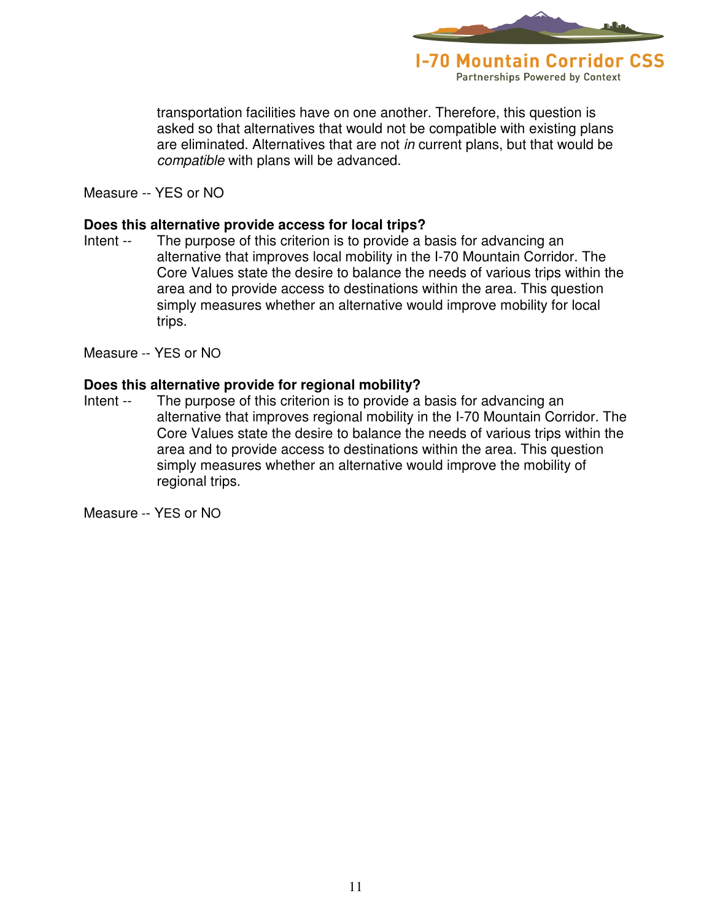transportation facilities have on one another. Therefore, this question is asked so that alternatives that would not be compatible with existing plans are eliminated. Alternatives that are not *in* current plans, but that would be *compatible* with plans will be advanced.

Measure -- YES or NO

**Does this alternative provide access for local trips?**

Intent -- The purpose of this criterion is to provide a basis for advancing an alternative that improves local mobility in the I-70 Mountain Corridor. The Core Values state the desire to balance the needs of various trips within the area and to provide access to destinations within the area. This question simply measures whether an alternative would improve mobility for local trips.

Measure -- YES or NO

**Does this alternative provide for regional mobility?**

Intent -- The purpose of this criterion is to provide a basis for advancing an alternative that improves regional mobility in the I-70 Mountain Corridor. The Core Values state the desire to balance the needs of various trips within the area and to provide access to destinations within the area. This question simply measures whether an alternative would improve the mobility of regional trips.

Measure -- YES or NO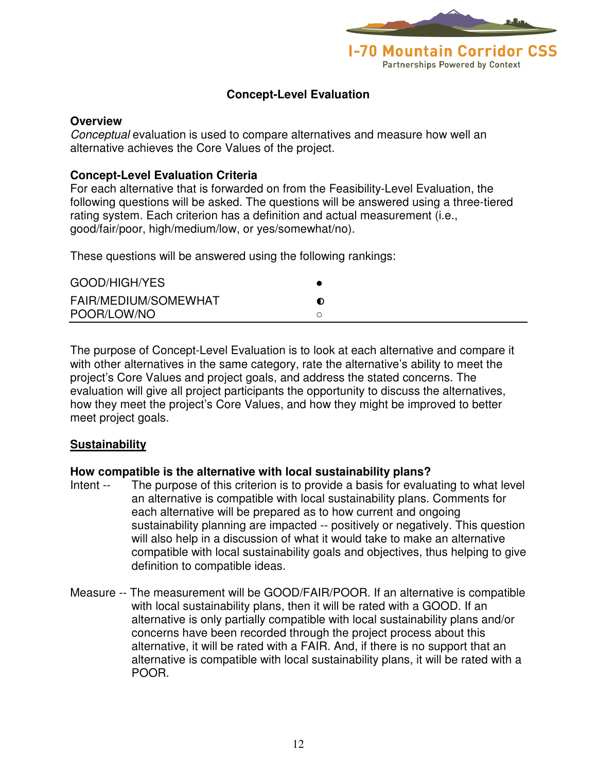## Concept-Level Evaluation

### Overview

*Conceptual* evaluation is used to compare alternatives and measure how well an alternative achieves the Core Values of the project.

### Concept-Level Evaluation Criteria

For each alternative that is forwarded on from the Feasibility-Level Evaluation, the following questions will be asked. The questions will be answered using a three-tiered rating system. Each criterion has a definition and actual measurement (i.e., good/fair/poor, high/medium/low, or yes/somewhat/no).

These questions will be answered using the following rankings:

| | |
|---|---|
| GOOD/HIGH/YES | ● |
| FAIR/MEDIUM/SOMEWHAT | ◐ |
| POOR/LOW/NO | ○ |

The purpose of Concept-Level Evaluation is to look at each alternative and compare it with other alternatives in the same category, rate the alternative's ability to meet the project's Core Values and project goals, and address the stated concerns. The evaluation will give all project participants the opportunity to discuss the alternatives, how they meet the project's Core Values, and how they might be improved to better meet project goals.

### Sustainability

**How compatible is the alternative with local sustainability plans?**

Intent -- The purpose of this criterion is to provide a basis for evaluating to what level an alternative is compatible with local sustainability plans. Comments for each alternative will be prepared as to how current and ongoing sustainability planning are impacted -- positively or negatively. This question will also help in a discussion of what it would take to make an alternative compatible with local sustainability goals and objectives, thus helping to give definition to compatible ideas.

Measure -- The measurement will be GOOD/FAIR/POOR. If an alternative is compatible with local sustainability plans, then it will be rated with a GOOD. If an alternative is only partially compatible with local sustainability plans and/or concerns have been recorded through the project process about this alternative, it will be rated with a FAIR. And, if there is no support that an alternative is compatible with local sustainability plans, it will be rated with a POOR.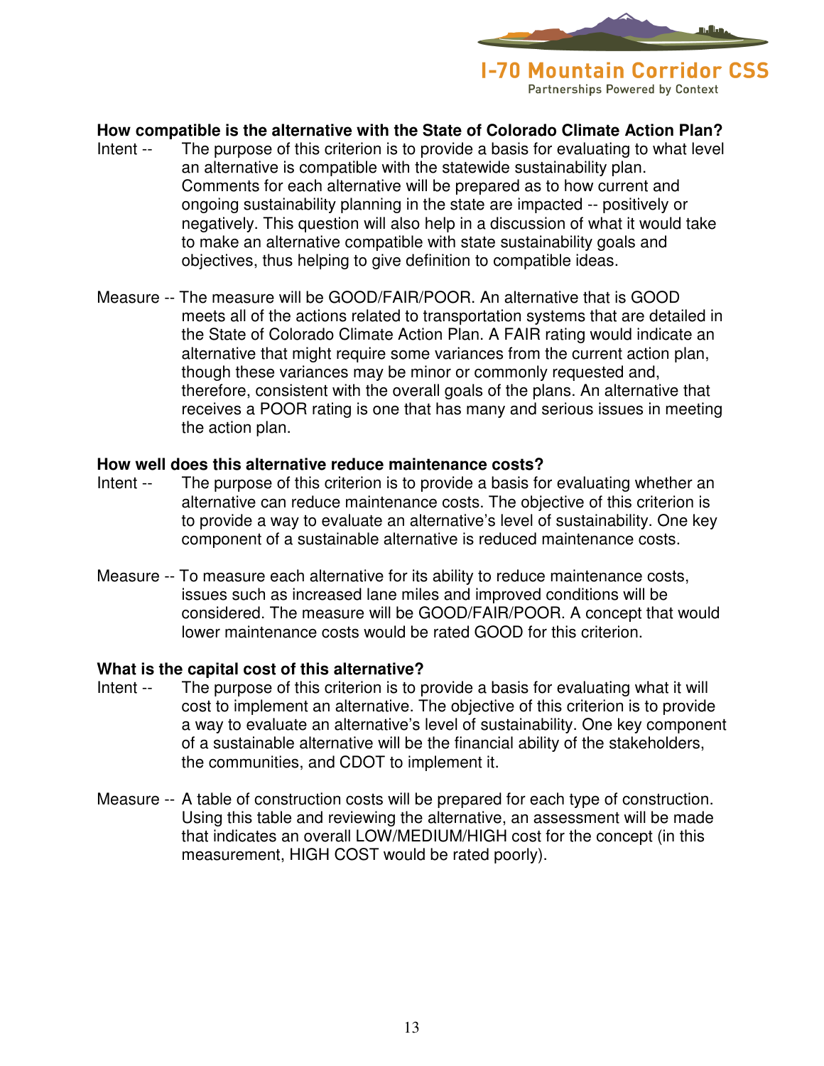**How compatible is the alternative with the State of Colorado Climate Action Plan?**

Intent -- The purpose of this criterion is to provide a basis for evaluating to what level an alternative is compatible with the statewide sustainability plan. Comments for each alternative will be prepared as to how current and ongoing sustainability planning in the state are impacted -- positively or negatively. This question will also help in a discussion of what it would take to make an alternative compatible with state sustainability goals and objectives, thus helping to give definition to compatible ideas.

Measure -- The measure will be GOOD/FAIR/POOR. An alternative that is GOOD meets all of the actions related to transportation systems that are detailed in the State of Colorado Climate Action Plan. A FAIR rating would indicate an alternative that might require some variances from the current action plan, though these variances may be minor or commonly requested and, therefore, consistent with the overall goals of the plans. An alternative that receives a POOR rating is one that has many and serious issues in meeting the action plan.

**How well does this alternative reduce maintenance costs?**

Intent -- The purpose of this criterion is to provide a basis for evaluating whether an alternative can reduce maintenance costs. The objective of this criterion is to provide a way to evaluate an alternative's level of sustainability. One key component of a sustainable alternative is reduced maintenance costs.

Measure -- To measure each alternative for its ability to reduce maintenance costs, issues such as increased lane miles and improved conditions will be considered. The measure will be GOOD/FAIR/POOR. A concept that would lower maintenance costs would be rated GOOD for this criterion.

**What is the capital cost of this alternative?**

Intent -- The purpose of this criterion is to provide a basis for evaluating what it will cost to implement an alternative. The objective of this criterion is to provide a way to evaluate an alternative's level of sustainability. One key component of a sustainable alternative will be the financial ability of the stakeholders, the communities, and CDOT to implement it.

Measure -- A table of construction costs will be prepared for each type of construction. Using this table and reviewing the alternative, an assessment will be made that indicates an overall LOW/MEDIUM/HIGH cost for the concept (in this measurement, HIGH COST would be rated poorly).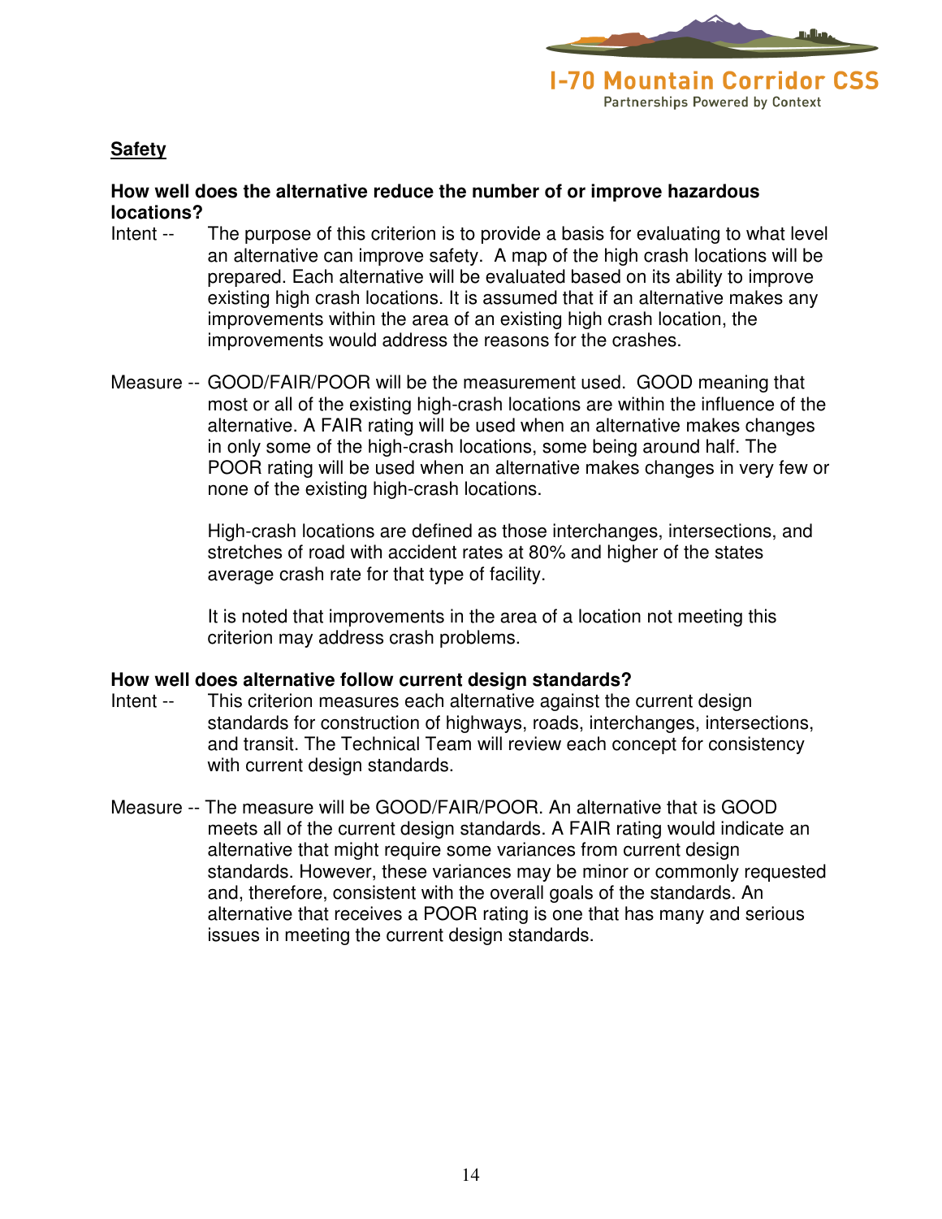## Safety

**How well does the alternative reduce the number of or improve hazardous locations?**

Intent -- The purpose of this criterion is to provide a basis for evaluating to what level an alternative can improve safety. A map of the high crash locations will be prepared. Each alternative will be evaluated based on its ability to improve existing high crash locations. It is assumed that if an alternative makes any improvements within the area of an existing high crash location, the improvements would address the reasons for the crashes.

Measure -- GOOD/FAIR/POOR will be the measurement used. GOOD meaning that most or all of the existing high-crash locations are within the influence of the alternative. A FAIR rating will be used when an alternative makes changes in only some of the high-crash locations, some being around half. The POOR rating will be used when an alternative makes changes in very few or none of the existing high-crash locations.

High-crash locations are defined as those interchanges, intersections, and stretches of road with accident rates at 80% and higher of the states average crash rate for that type of facility.

It is noted that improvements in the area of a location not meeting this criterion may address crash problems.

**How well does alternative follow current design standards?**

Intent -- This criterion measures each alternative against the current design standards for construction of highways, roads, interchanges, intersections, and transit. The Technical Team will review each concept for consistency with current design standards.

Measure -- The measure will be GOOD/FAIR/POOR. An alternative that is GOOD meets all of the current design standards. A FAIR rating would indicate an alternative that might require some variances from current design standards. However, these variances may be minor or commonly requested and, therefore, consistent with the overall goals of the standards. An alternative that receives a POOR rating is one that has many and serious issues in meeting the current design standards.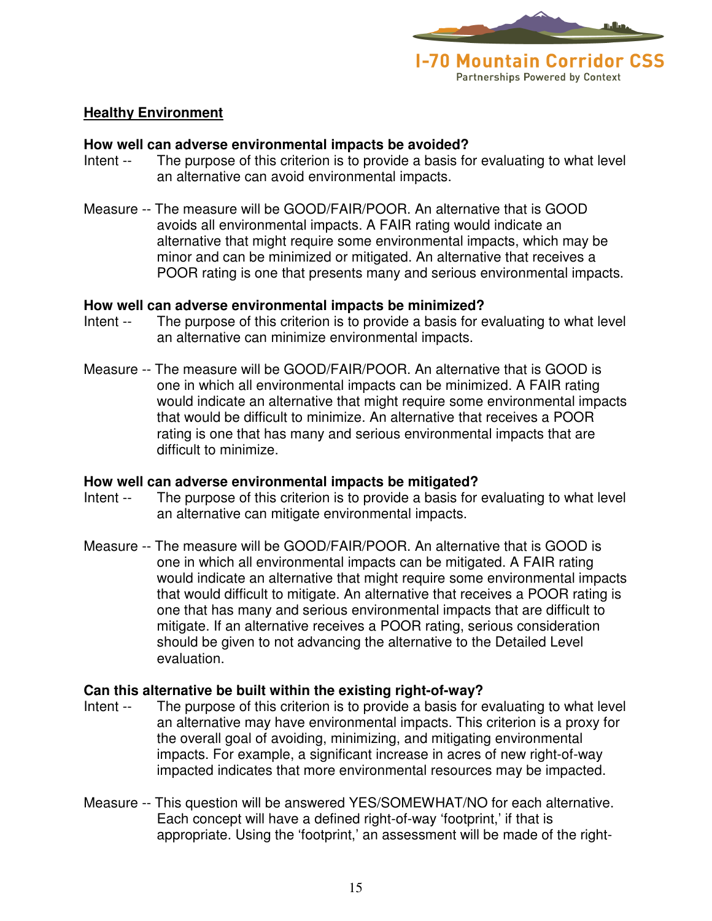## Healthy Environment

**How well can adverse environmental impacts be avoided?**

Intent -- The purpose of this criterion is to provide a basis for evaluating to what level an alternative can avoid environmental impacts.

Measure -- The measure will be GOOD/FAIR/POOR. An alternative that is GOOD avoids all environmental impacts. A FAIR rating would indicate an alternative that might require some environmental impacts, which may be minor and can be minimized or mitigated. An alternative that receives a POOR rating is one that presents many and serious environmental impacts.

**How well can adverse environmental impacts be minimized?**

Intent -- The purpose of this criterion is to provide a basis for evaluating to what level an alternative can minimize environmental impacts.

Measure -- The measure will be GOOD/FAIR/POOR. An alternative that is GOOD is one in which all environmental impacts can be minimized. A FAIR rating would indicate an alternative that might require some environmental impacts that would be difficult to minimize. An alternative that receives a POOR rating is one that has many and serious environmental impacts that are difficult to minimize.

**How well can adverse environmental impacts be mitigated?**

Intent -- The purpose of this criterion is to provide a basis for evaluating to what level an alternative can mitigate environmental impacts.

Measure -- The measure will be GOOD/FAIR/POOR. An alternative that is GOOD is one in which all environmental impacts can be mitigated. A FAIR rating would indicate an alternative that might require some environmental impacts that would difficult to mitigate. An alternative that receives a POOR rating is one that has many and serious environmental impacts that are difficult to mitigate. If an alternative receives a POOR rating, serious consideration should be given to not advancing the alternative to the Detailed Level evaluation.

**Can this alternative be built within the existing right-of-way?**

Intent -- The purpose of this criterion is to provide a basis for evaluating to what level an alternative may have environmental impacts. This criterion is a proxy for the overall goal of avoiding, minimizing, and mitigating environmental impacts. For example, a significant increase in acres of new right-of-way impacted indicates that more environmental resources may be impacted.

Measure -- This question will be answered YES/SOMEWHAT/NO for each alternative. Each concept will have a defined right-of-way 'footprint,' if that is appropriate. Using the 'footprint,' an assessment will be made of the right-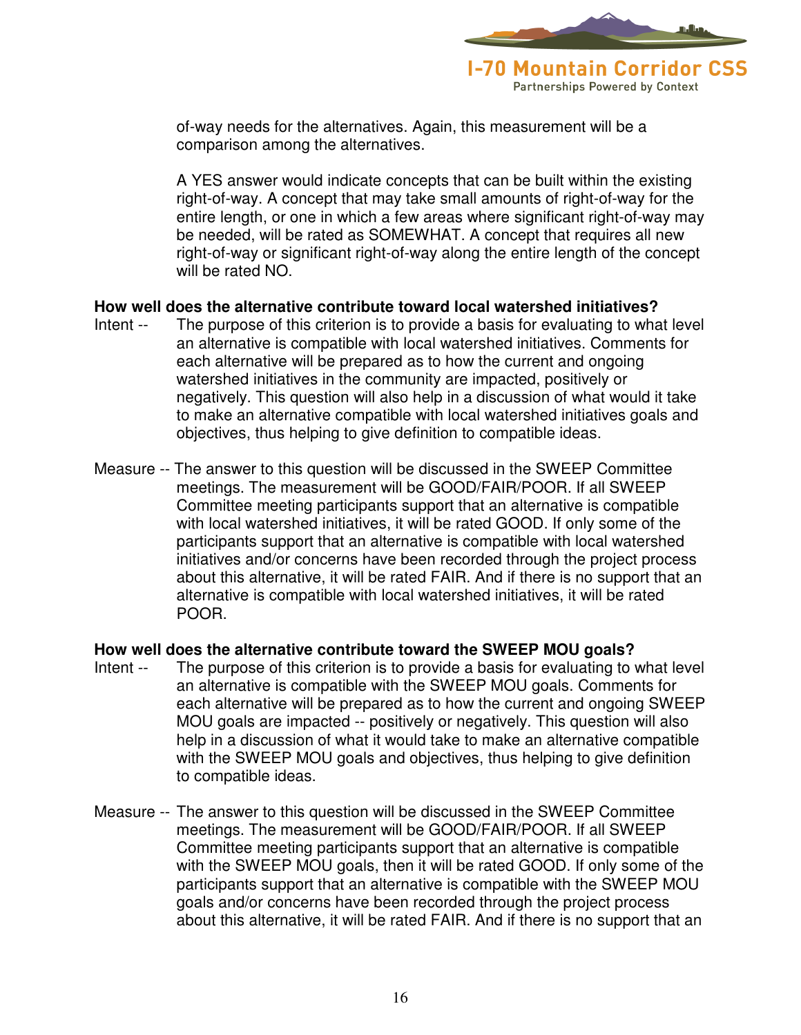of-way needs for the alternatives. Again, this measurement will be a comparison among the alternatives.

A YES answer would indicate concepts that can be built within the existing right-of-way. A concept that may take small amounts of right-of-way for the entire length, or one in which a few areas where significant right-of-way may be needed, will be rated as SOMEWHAT. A concept that requires all new right-of-way or significant right-of-way along the entire length of the concept will be rated NO.

**How well does the alternative contribute toward local watershed initiatives?**

Intent -- The purpose of this criterion is to provide a basis for evaluating to what level an alternative is compatible with local watershed initiatives. Comments for each alternative will be prepared as to how the current and ongoing watershed initiatives in the community are impacted, positively or negatively. This question will also help in a discussion of what would it take to make an alternative compatible with local watershed initiatives goals and objectives, thus helping to give definition to compatible ideas.

Measure -- The answer to this question will be discussed in the SWEEP Committee meetings. The measurement will be GOOD/FAIR/POOR. If all SWEEP Committee meeting participants support that an alternative is compatible with local watershed initiatives, it will be rated GOOD. If only some of the participants support that an alternative is compatible with local watershed initiatives and/or concerns have been recorded through the project process about this alternative, it will be rated FAIR. And if there is no support that an alternative is compatible with local watershed initiatives, it will be rated POOR.

**How well does the alternative contribute toward the SWEEP MOU goals?**

Intent -- The purpose of this criterion is to provide a basis for evaluating to what level an alternative is compatible with the SWEEP MOU goals. Comments for each alternative will be prepared as to how the current and ongoing SWEEP MOU goals are impacted -- positively or negatively. This question will also help in a discussion of what it would take to make an alternative compatible with the SWEEP MOU goals and objectives, thus helping to give definition to compatible ideas.

Measure -- The answer to this question will be discussed in the SWEEP Committee meetings. The measurement will be GOOD/FAIR/POOR. If all SWEEP Committee meeting participants support that an alternative is compatible with the SWEEP MOU goals, then it will be rated GOOD. If only some of the participants support that an alternative is compatible with the SWEEP MOU goals and/or concerns have been recorded through the project process about this alternative, it will be rated FAIR. And if there is no support that an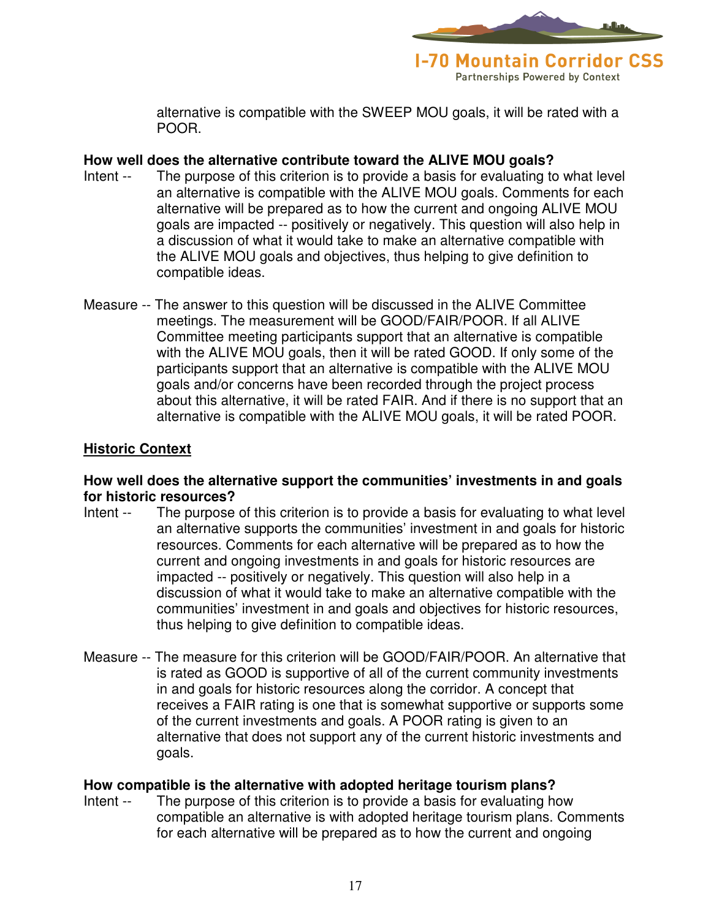alternative is compatible with the SWEEP MOU goals, it will be rated with a POOR.

**How well does the alternative contribute toward the ALIVE MOU goals?**

Intent -- The purpose of this criterion is to provide a basis for evaluating to what level an alternative is compatible with the ALIVE MOU goals. Comments for each alternative will be prepared as to how the current and ongoing ALIVE MOU goals are impacted -- positively or negatively. This question will also help in a discussion of what it would take to make an alternative compatible with the ALIVE MOU goals and objectives, thus helping to give definition to compatible ideas.

Measure -- The answer to this question will be discussed in the ALIVE Committee meetings. The measurement will be GOOD/FAIR/POOR. If all ALIVE Committee meeting participants support that an alternative is compatible with the ALIVE MOU goals, then it will be rated GOOD. If only some of the participants support that an alternative is compatible with the ALIVE MOU goals and/or concerns have been recorded through the project process about this alternative, it will be rated FAIR. And if there is no support that an alternative is compatible with the ALIVE MOU goals, it will be rated POOR.

## <u>Historic Context</u>

**How well does the alternative support the communities' investments in and goals for historic resources?**

Intent -- The purpose of this criterion is to provide a basis for evaluating to what level an alternative supports the communities' investment in and goals for historic resources. Comments for each alternative will be prepared as to how the current and ongoing investments in and goals for historic resources are impacted -- positively or negatively. This question will also help in a discussion of what it would take to make an alternative compatible with the communities' investment in and goals and objectives for historic resources, thus helping to give definition to compatible ideas.

Measure -- The measure for this criterion will be GOOD/FAIR/POOR. An alternative that is rated as GOOD is supportive of all of the current community investments in and goals for historic resources along the corridor. A concept that receives a FAIR rating is one that is somewhat supportive or supports some of the current investments and goals. A POOR rating is given to an alternative that does not support any of the current historic investments and goals.

**How compatible is the alternative with adopted heritage tourism plans?**

Intent -- The purpose of this criterion is to provide a basis for evaluating how compatible an alternative is with adopted heritage tourism plans. Comments for each alternative will be prepared as to how the current and ongoing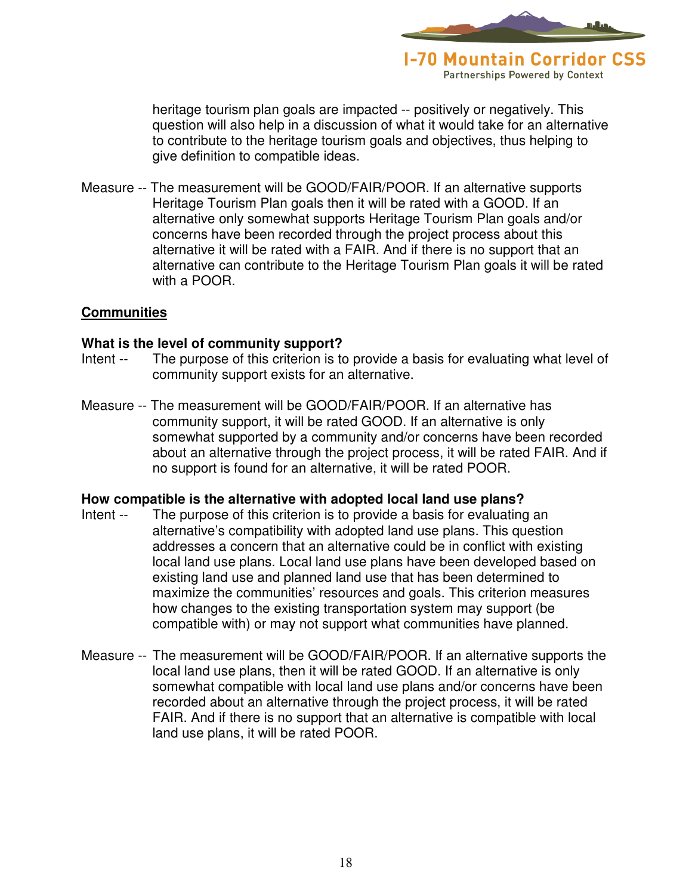heritage tourism plan goals are impacted -- positively or negatively. This question will also help in a discussion of what it would take for an alternative to contribute to the heritage tourism goals and objectives, thus helping to give definition to compatible ideas.

Measure -- The measurement will be GOOD/FAIR/POOR. If an alternative supports Heritage Tourism Plan goals then it will be rated with a GOOD. If an alternative only somewhat supports Heritage Tourism Plan goals and/or concerns have been recorded through the project process about this alternative it will be rated with a FAIR. And if there is no support that an alternative can contribute to the Heritage Tourism Plan goals it will be rated with a POOR.

## Communities

**What is the level of community support?**

Intent -- The purpose of this criterion is to provide a basis for evaluating what level of community support exists for an alternative.

Measure -- The measurement will be GOOD/FAIR/POOR. If an alternative has community support, it will be rated GOOD. If an alternative is only somewhat supported by a community and/or concerns have been recorded about an alternative through the project process, it will be rated FAIR. And if no support is found for an alternative, it will be rated POOR.

**How compatible is the alternative with adopted local land use plans?**

Intent -- The purpose of this criterion is to provide a basis for evaluating an alternative's compatibility with adopted land use plans. This question addresses a concern that an alternative could be in conflict with existing local land use plans. Local land use plans have been developed based on existing land use and planned land use that has been determined to maximize the communities' resources and goals. This criterion measures how changes to the existing transportation system may support (be compatible with) or may not support what communities have planned.

Measure -- The measurement will be GOOD/FAIR/POOR. If an alternative supports the local land use plans, then it will be rated GOOD. If an alternative is only somewhat compatible with local land use plans and/or concerns have been recorded about an alternative through the project process, it will be rated FAIR. And if there is no support that an alternative is compatible with local land use plans, it will be rated POOR.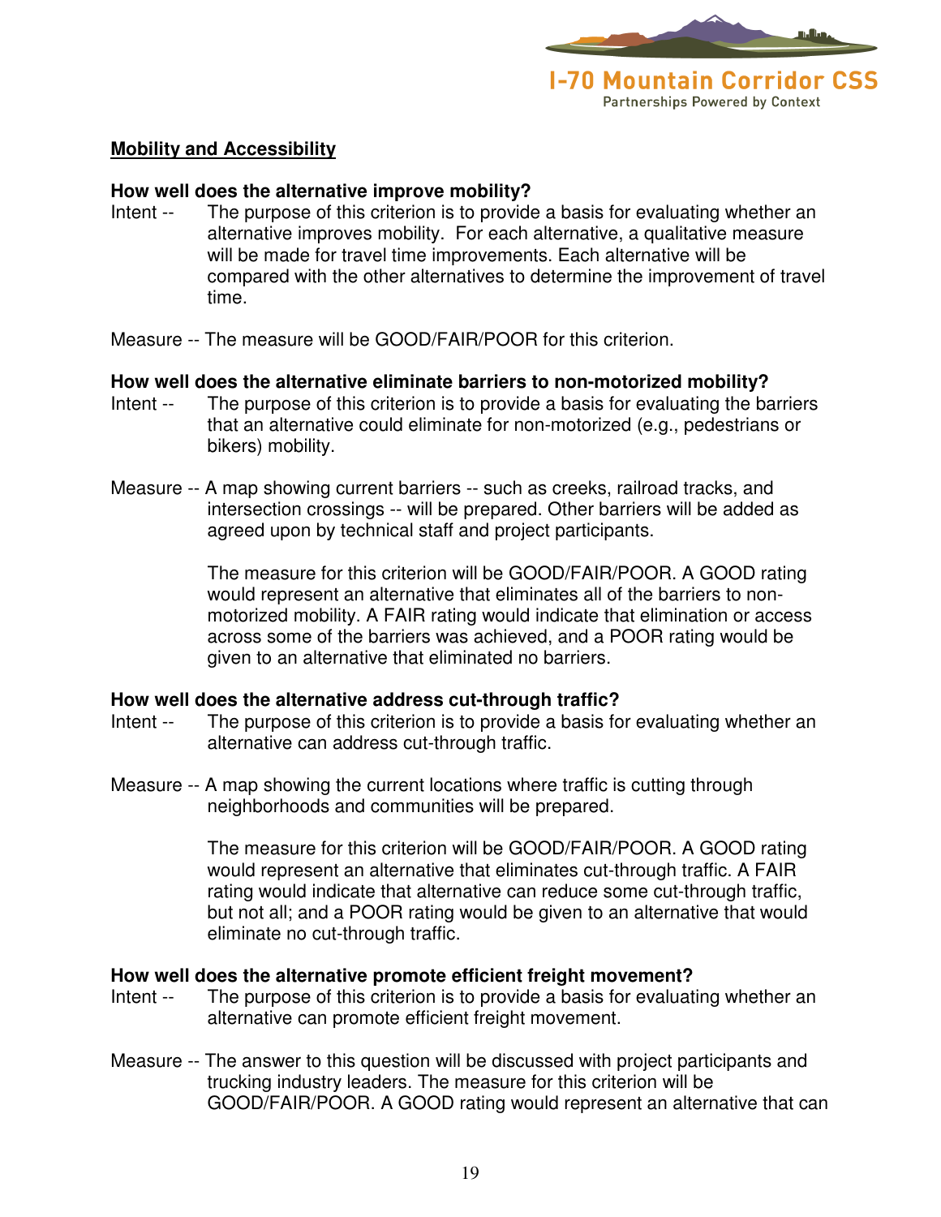**Mobility and Accessibility**

**How well does the alternative improve mobility?**

Intent -- The purpose of this criterion is to provide a basis for evaluating whether an alternative improves mobility. For each alternative, a qualitative measure will be made for travel time improvements. Each alternative will be compared with the other alternatives to determine the improvement of travel time.

Measure -- The measure will be GOOD/FAIR/POOR for this criterion.

**How well does the alternative eliminate barriers to non-motorized mobility?**

Intent -- The purpose of this criterion is to provide a basis for evaluating the barriers that an alternative could eliminate for non-motorized (e.g., pedestrians or bikers) mobility.

Measure -- A map showing current barriers -- such as creeks, railroad tracks, and intersection crossings -- will be prepared. Other barriers will be added as agreed upon by technical staff and project participants.

The measure for this criterion will be GOOD/FAIR/POOR. A GOOD rating would represent an alternative that eliminates all of the barriers to non-motorized mobility. A FAIR rating would indicate that elimination or access across some of the barriers was achieved, and a POOR rating would be given to an alternative that eliminated no barriers.

**How well does the alternative address cut-through traffic?**

Intent -- The purpose of this criterion is to provide a basis for evaluating whether an alternative can address cut-through traffic.

Measure -- A map showing the current locations where traffic is cutting through neighborhoods and communities will be prepared.

The measure for this criterion will be GOOD/FAIR/POOR. A GOOD rating would represent an alternative that eliminates cut-through traffic. A FAIR rating would indicate that alternative can reduce some cut-through traffic, but not all; and a POOR rating would be given to an alternative that would eliminate no cut-through traffic.

**How well does the alternative promote efficient freight movement?**

Intent -- The purpose of this criterion is to provide a basis for evaluating whether an alternative can promote efficient freight movement.

Measure -- The answer to this question will be discussed with project participants and trucking industry leaders. The measure for this criterion will be GOOD/FAIR/POOR. A GOOD rating would represent an alternative that can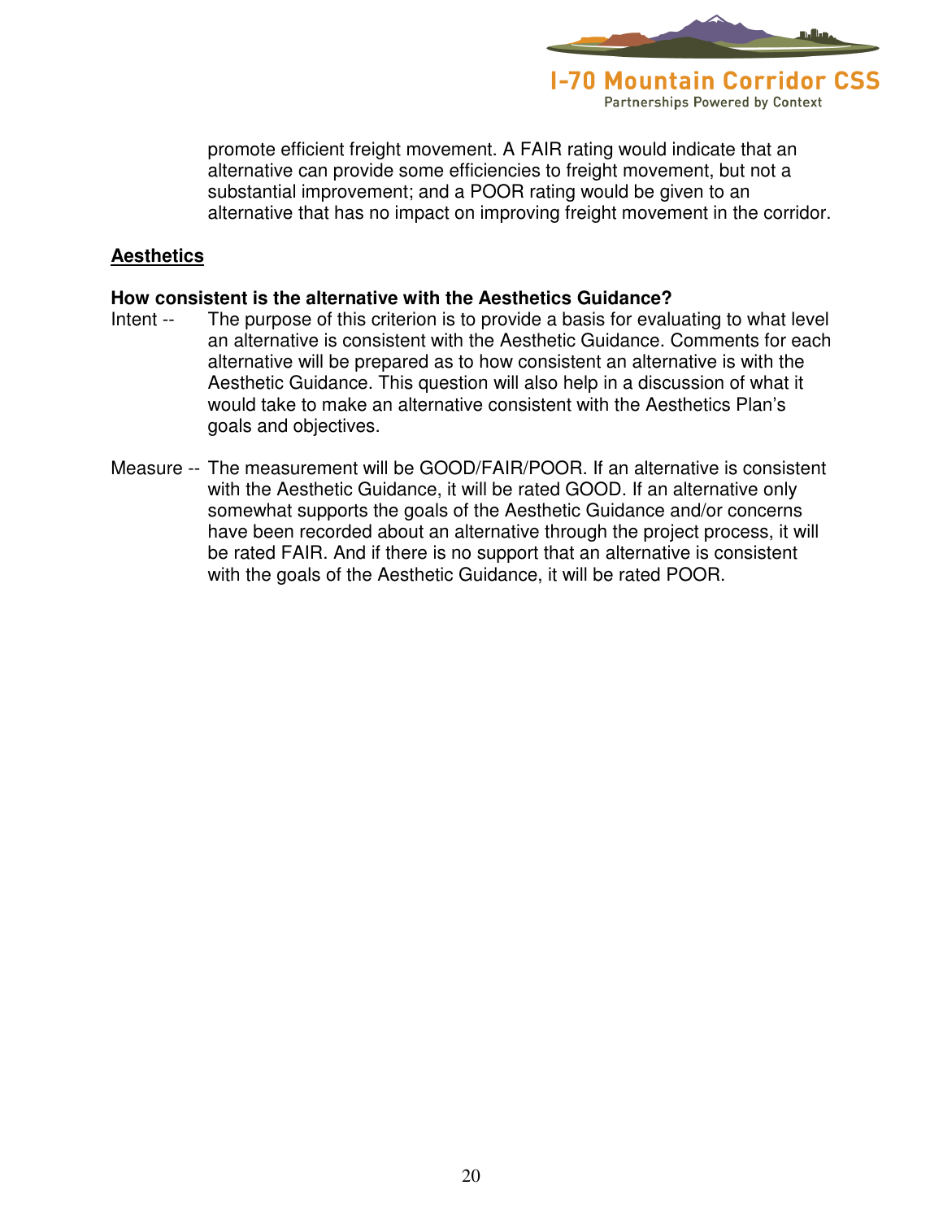promote efficient freight movement. A FAIR rating would indicate that an alternative can provide some efficiencies to freight movement, but not a substantial improvement; and a POOR rating would be given to an alternative that has no impact on improving freight movement in the corridor.

## <u>Aesthetics</u>

**How consistent is the alternative with the Aesthetics Guidance?**

Intent -- The purpose of this criterion is to provide a basis for evaluating to what level an alternative is consistent with the Aesthetic Guidance. Comments for each alternative will be prepared as to how consistent an alternative is with the Aesthetic Guidance. This question will also help in a discussion of what it would take to make an alternative consistent with the Aesthetics Plan's goals and objectives.

Measure -- The measurement will be GOOD/FAIR/POOR. If an alternative is consistent with the Aesthetic Guidance, it will be rated GOOD. If an alternative only somewhat supports the goals of the Aesthetic Guidance and/or concerns have been recorded about an alternative through the project process, it will be rated FAIR. And if there is no support that an alternative is consistent with the goals of the Aesthetic Guidance, it will be rated POOR.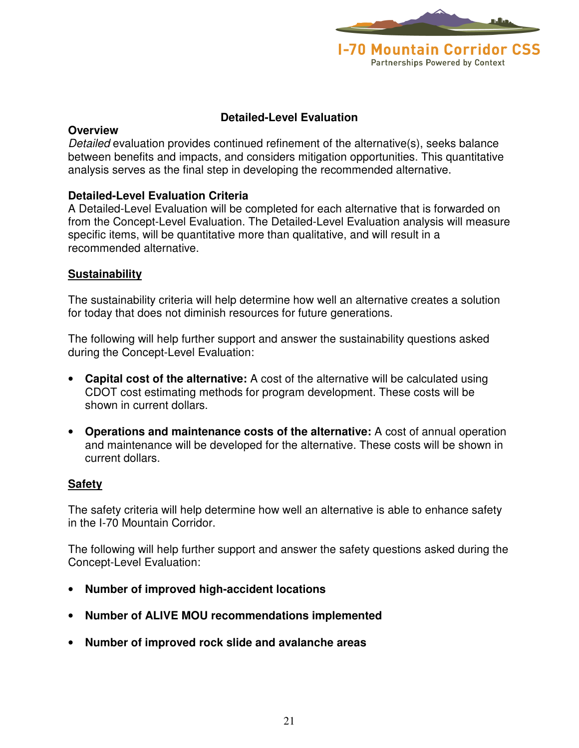## Detailed-Level Evaluation

### Overview

*Detailed* evaluation provides continued refinement of the alternative(s), seeks balance between benefits and impacts, and considers mitigation opportunities. This quantitative analysis serves as the final step in developing the recommended alternative.

### Detailed-Level Evaluation Criteria

A Detailed-Level Evaluation will be completed for each alternative that is forwarded on from the Concept-Level Evaluation. The Detailed-Level Evaluation analysis will measure specific items, will be quantitative more than qualitative, and will result in a recommended alternative.

### Sustainability

The sustainability criteria will help determine how well an alternative creates a solution for today that does not diminish resources for future generations.

The following will help further support and answer the sustainability questions asked during the Concept-Level Evaluation:

- **Capital cost of the alternative:** A cost of the alternative will be calculated using CDOT cost estimating methods for program development. These costs will be shown in current dollars.
- **Operations and maintenance costs of the alternative:** A cost of annual operation and maintenance will be developed for the alternative. These costs will be shown in current dollars.

### Safety

The safety criteria will help determine how well an alternative is able to enhance safety in the I-70 Mountain Corridor.

The following will help further support and answer the safety questions asked during the Concept-Level Evaluation:

- **Number of improved high-accident locations**
- **Number of ALIVE MOU recommendations implemented**
- **Number of improved rock slide and avalanche areas**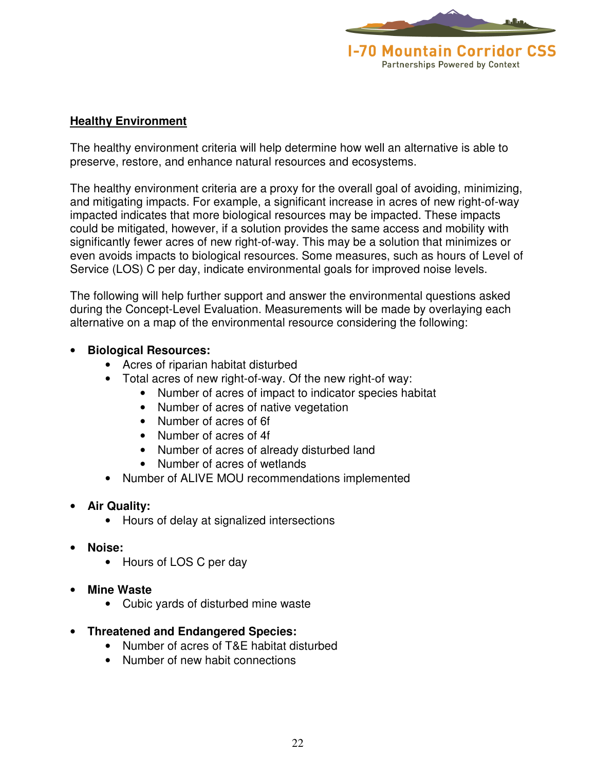## Healthy Environment

The healthy environment criteria will help determine how well an alternative is able to preserve, restore, and enhance natural resources and ecosystems.

The healthy environment criteria are a proxy for the overall goal of avoiding, minimizing, and mitigating impacts. For example, a significant increase in acres of new right-of-way impacted indicates that more biological resources may be impacted. These impacts could be mitigated, however, if a solution provides the same access and mobility with significantly fewer acres of new right-of-way. This may be a solution that minimizes or even avoids impacts to biological resources. Some measures, such as hours of Level of Service (LOS) C per day, indicate environmental goals for improved noise levels.

The following will help further support and answer the environmental questions asked during the Concept-Level Evaluation. Measurements will be made by overlaying each alternative on a map of the environmental resource considering the following:

- **Biological Resources:**
  - Acres of riparian habitat disturbed
  - Total acres of new right-of-way. Of the new right-of way:
    - Number of acres of impact to indicator species habitat
    - Number of acres of native vegetation
    - Number of acres of 6f
    - Number of acres of 4f
    - Number of acres of already disturbed land
    - Number of acres of wetlands
  - Number of ALIVE MOU recommendations implemented

- **Air Quality:**
  - Hours of delay at signalized intersections

- **Noise:**
  - Hours of LOS C per day

- **Mine Waste**
  - Cubic yards of disturbed mine waste

- **Threatened and Endangered Species:**
  - Number of acres of T&E habitat disturbed
  - Number of new habit connections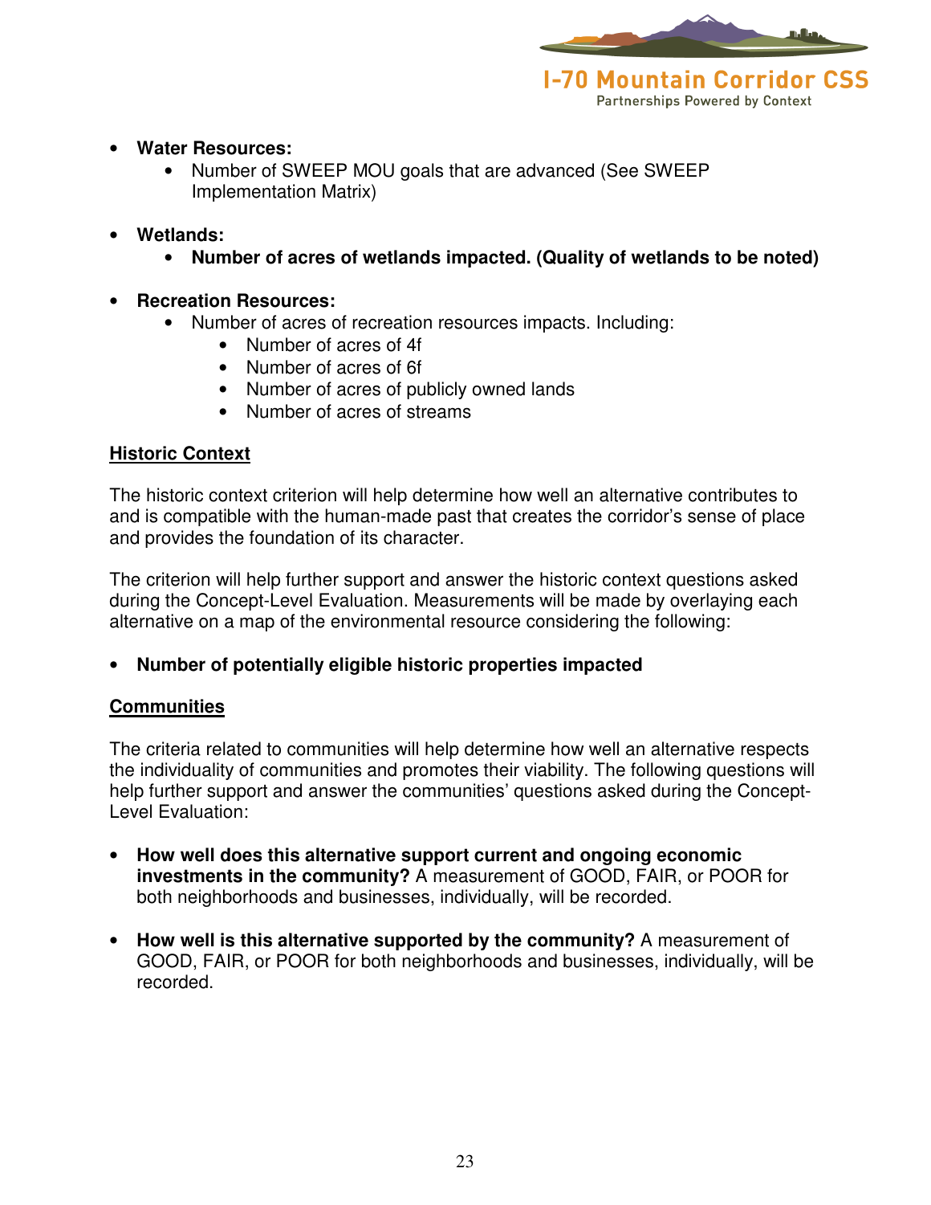- **Water Resources:**
  - Number of SWEEP MOU goals that are advanced (See SWEEP Implementation Matrix)

- **Wetlands:**
  - **Number of acres of wetlands impacted. (Quality of wetlands to be noted)**

- **Recreation Resources:**
  - Number of acres of recreation resources impacts. Including:
    - Number of acres of 4f
    - Number of acres of 6f
    - Number of acres of publicly owned lands
    - Number of acres of streams

## Historic Context

The historic context criterion will help determine how well an alternative contributes to and is compatible with the human-made past that creates the corridor's sense of place and provides the foundation of its character.

The criterion will help further support and answer the historic context questions asked during the Concept-Level Evaluation. Measurements will be made by overlaying each alternative on a map of the environmental resource considering the following:

- **Number of potentially eligible historic properties impacted**

## Communities

The criteria related to communities will help determine how well an alternative respects the individuality of communities and promotes their viability. The following questions will help further support and answer the communities' questions asked during the Concept-Level Evaluation:

- **How well does this alternative support current and ongoing economic investments in the community?** A measurement of GOOD, FAIR, or POOR for both neighborhoods and businesses, individually, will be recorded.

- **How well is this alternative supported by the community?** A measurement of GOOD, FAIR, or POOR for both neighborhoods and businesses, individually, will be recorded.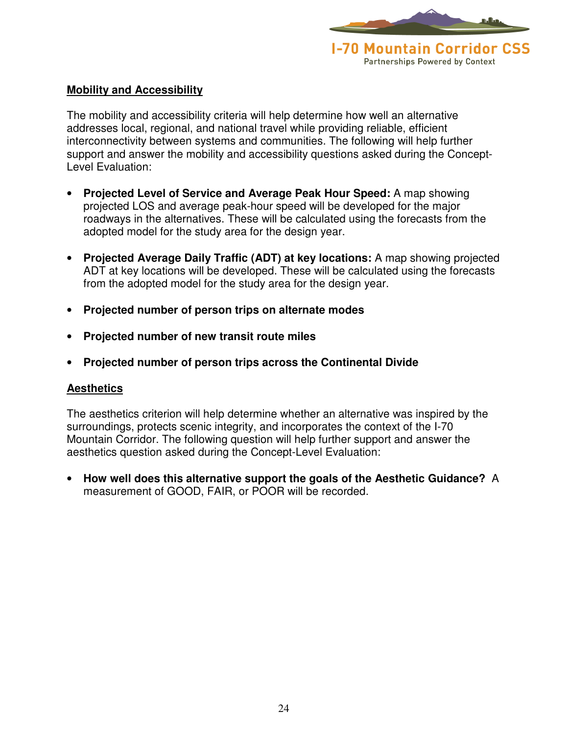## Mobility and Accessibility

The mobility and accessibility criteria will help determine how well an alternative addresses local, regional, and national travel while providing reliable, efficient interconnectivity between systems and communities. The following will help further support and answer the mobility and accessibility questions asked during the Concept-Level Evaluation:

- **Projected Level of Service and Average Peak Hour Speed:** A map showing projected LOS and average peak-hour speed will be developed for the major roadways in the alternatives. These will be calculated using the forecasts from the adopted model for the study area for the design year.
- **Projected Average Daily Traffic (ADT) at key locations:** A map showing projected ADT at key locations will be developed. These will be calculated using the forecasts from the adopted model for the study area for the design year.
- **Projected number of person trips on alternate modes**
- **Projected number of new transit route miles**
- **Projected number of person trips across the Continental Divide**

## Aesthetics

The aesthetics criterion will help determine whether an alternative was inspired by the surroundings, protects scenic integrity, and incorporates the context of the I-70 Mountain Corridor. The following question will help further support and answer the aesthetics question asked during the Concept-Level Evaluation:

- **How well does this alternative support the goals of the Aesthetic Guidance?** A measurement of GOOD, FAIR, or POOR will be recorded.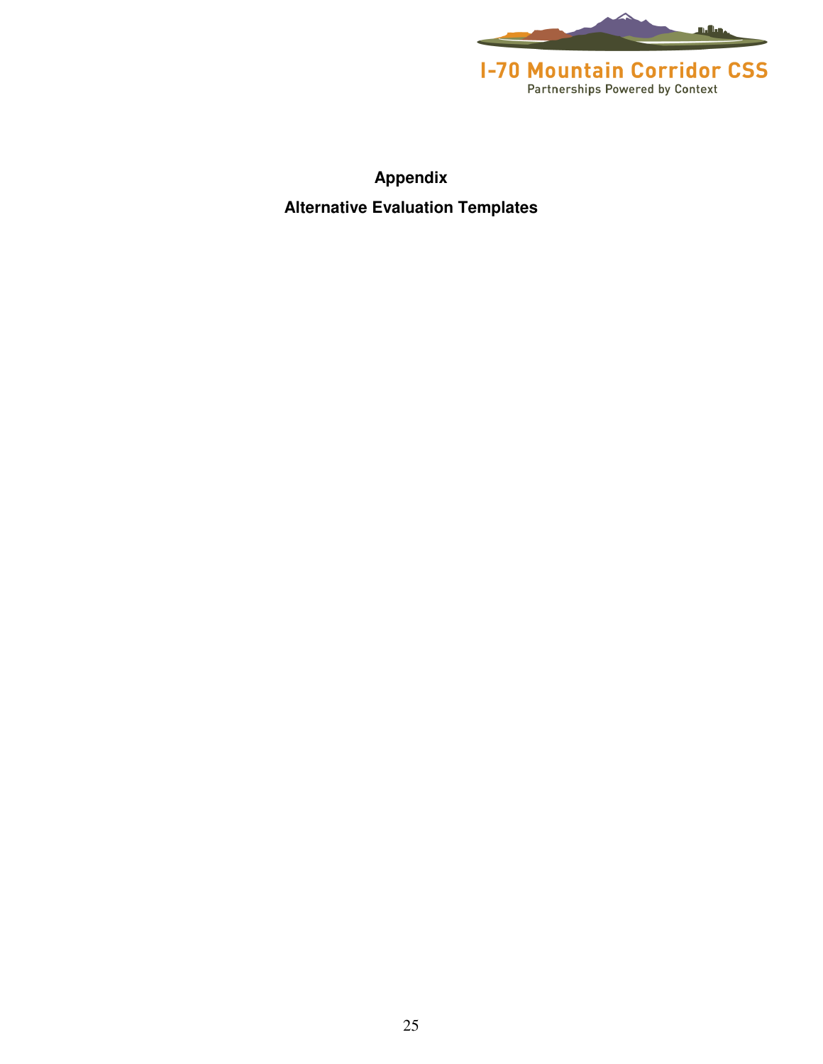# Appendix

## Alternative Evaluation Templates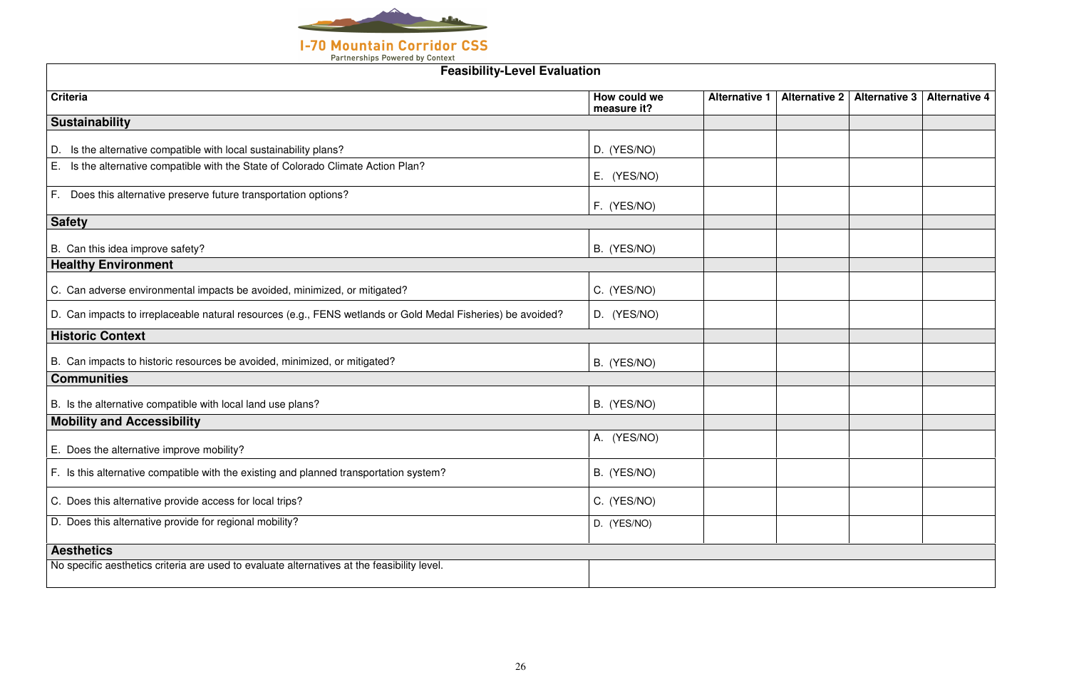I-70 Mountain Corridor CSS

Partnerships Powered by Context

## Feasibility-Level Evaluation

| Criteria | How could we measure it? | Alternative 1 | Alternative 2 | Alternative 3 | Alternative 4 |
|---|---|---|---|---|---|
| **Sustainability** | | | | | |
| D. Is the alternative compatible with local sustainability plans? | D. (YES/NO) | | | | |
| E. Is the alternative compatible with the State of Colorado Climate Action Plan? | E. (YES/NO) | | | | |
| F. Does this alternative preserve future transportation options? | F. (YES/NO) | | | | |
| **Safety** | | | | | |
| B. Can this idea improve safety? | B. (YES/NO) | | | | |
| **Healthy Environment** | | | | | |
| C. Can adverse environmental impacts be avoided, minimized, or mitigated? | C. (YES/NO) | | | | |
| D. Can impacts to irreplaceable natural resources (e.g., FENS wetlands or Gold Medal Fisheries) be avoided? | D. (YES/NO) | | | | |
| **Historic Context** | | | | | |
| B. Can impacts to historic resources be avoided, minimized, or mitigated? | B. (YES/NO) | | | | |
| **Communities** | | | | | |
| B. Is the alternative compatible with local land use plans? | B. (YES/NO) | | | | |
| **Mobility and Accessibility** | | | | | |
| E. Does the alternative improve mobility? | A. (YES/NO) | | | | |
| F. Is this alternative compatible with the existing and planned transportation system? | B. (YES/NO) | | | | |
| C. Does this alternative provide access for local trips? | C. (YES/NO) | | | | |
| D. Does this alternative provide for regional mobility? | D. (YES/NO) | | | | |
| **Aesthetics** | | | | | |
| No specific aesthetics criteria are used to evaluate alternatives at the feasibility level. | | | | | |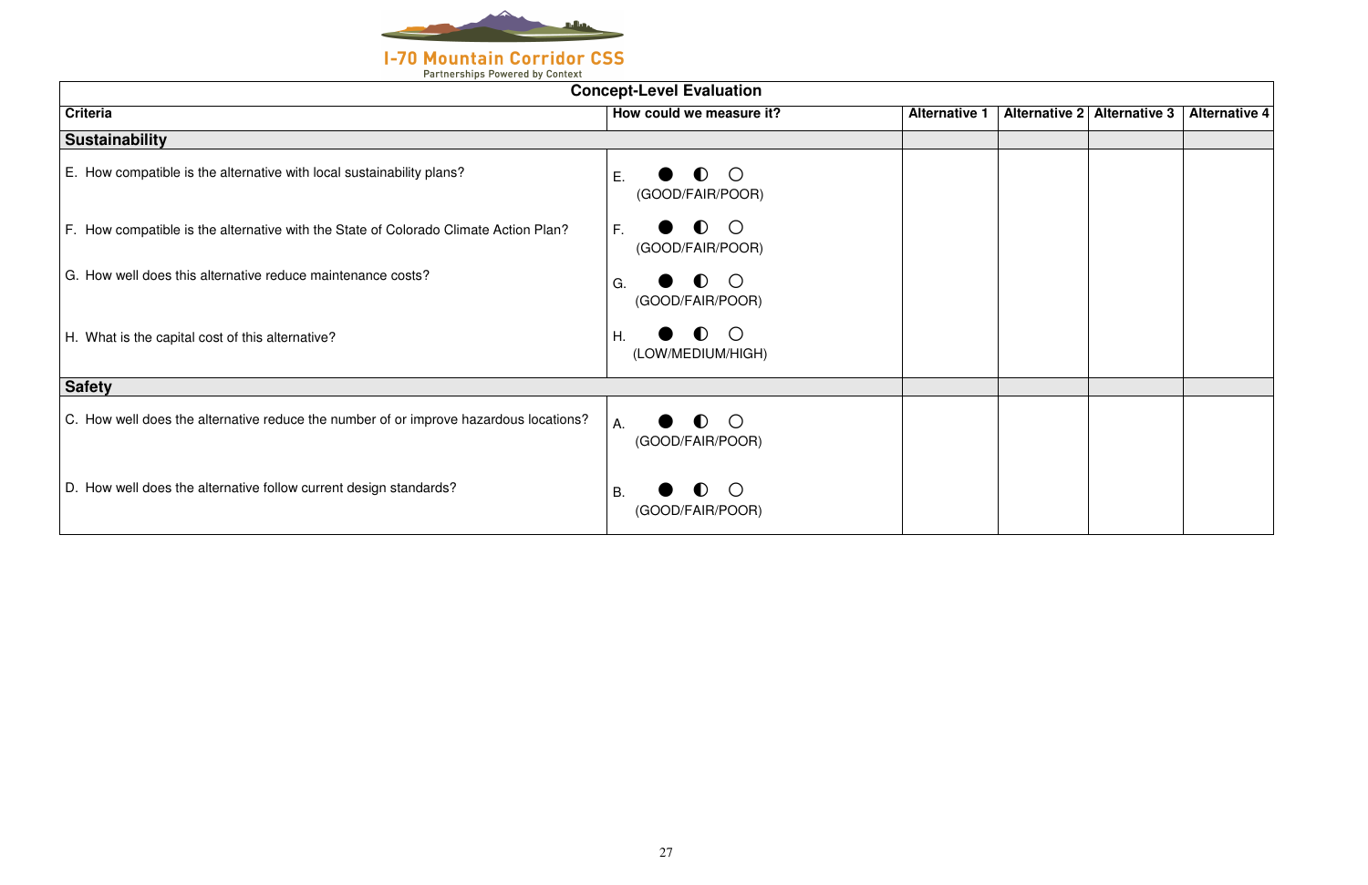I-70 Mountain Corridor CSS

Partnerships Powered by Context

| Concept-Level Evaluation | | | | | |
|---|---|---|---|---|---|
| **Criteria** | **How could we measure it?** | **Alternative 1** | **Alternative 2** | **Alternative 3** | **Alternative 4** |
| **Sustainability** | | | | | |
| E. How compatible is the alternative with local sustainability plans? | E. ● ◐ ○ (GOOD/FAIR/POOR) | | | | |
| F. How compatible is the alternative with the State of Colorado Climate Action Plan? | F. ● ◐ ○ (GOOD/FAIR/POOR) | | | | |
| G. How well does this alternative reduce maintenance costs? | G. ● ◐ ○ (GOOD/FAIR/POOR) | | | | |
| H. What is the capital cost of this alternative? | H. ● ◐ ○ (LOW/MEDIUM/HIGH) | | | | |
| **Safety** | | | | | |
| C. How well does the alternative reduce the number of or improve hazardous locations? | A. ● ◐ ○ (GOOD/FAIR/POOR) | | | | |
| D. How well does the alternative follow current design standards? | B. ● ◐ ○ (GOOD/FAIR/POOR) | | | | |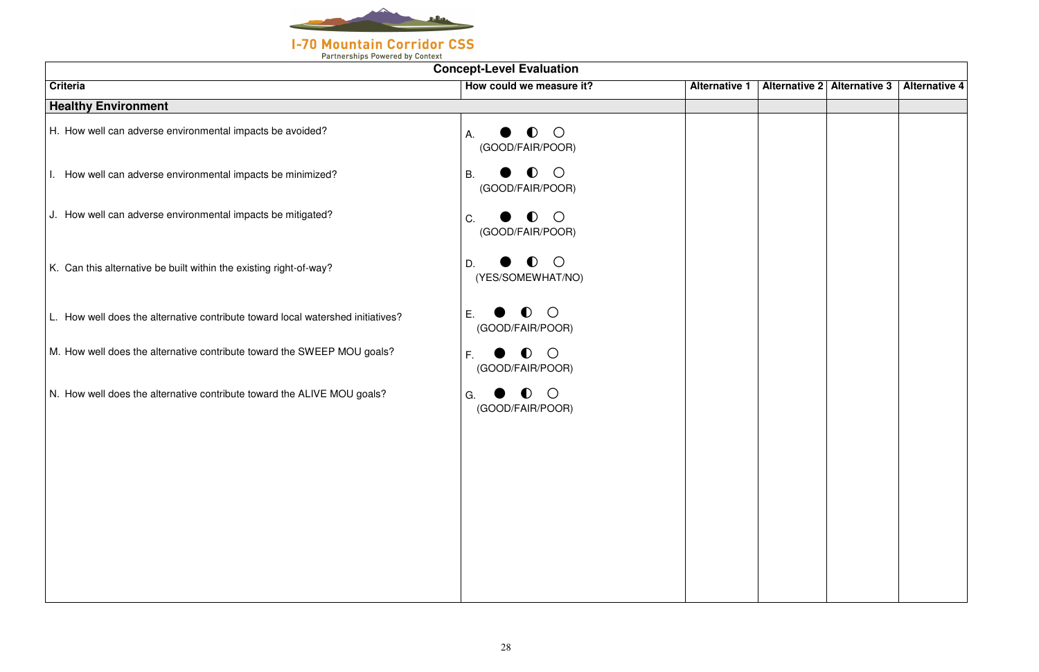I-70 Mountain Corridor CSS
Partnerships Powered by Context

| Concept-Level Evaluation | | | | | |
|---|---|---|---|---|---|
| **Criteria** | **How could we measure it?** | **Alternative 1** | **Alternative 2** | **Alternative 3** | **Alternative 4** |
| **Healthy Environment** | | | | | |
| H. How well can adverse environmental impacts be avoided? | A. ● ◐ ○ (GOOD/FAIR/POOR) | | | | |
| I. How well can adverse environmental impacts be minimized? | B. ● ◐ ○ (GOOD/FAIR/POOR) | | | | |
| J. How well can adverse environmental impacts be mitigated? | C. ● ◐ ○ (GOOD/FAIR/POOR) | | | | |
| K. Can this alternative be built within the existing right-of-way? | D. ● ◐ ○ (YES/SOMEWHAT/NO) | | | | |
| L. How well does the alternative contribute toward local watershed initiatives? | E. ● ◐ ○ (GOOD/FAIR/POOR) | | | | |
| M. How well does the alternative contribute toward the SWEEP MOU goals? | F. ● ◐ ○ (GOOD/FAIR/POOR) | | | | |
| N. How well does the alternative contribute toward the ALIVE MOU goals? | G. ● ◐ ○ (GOOD/FAIR/POOR) | | | | |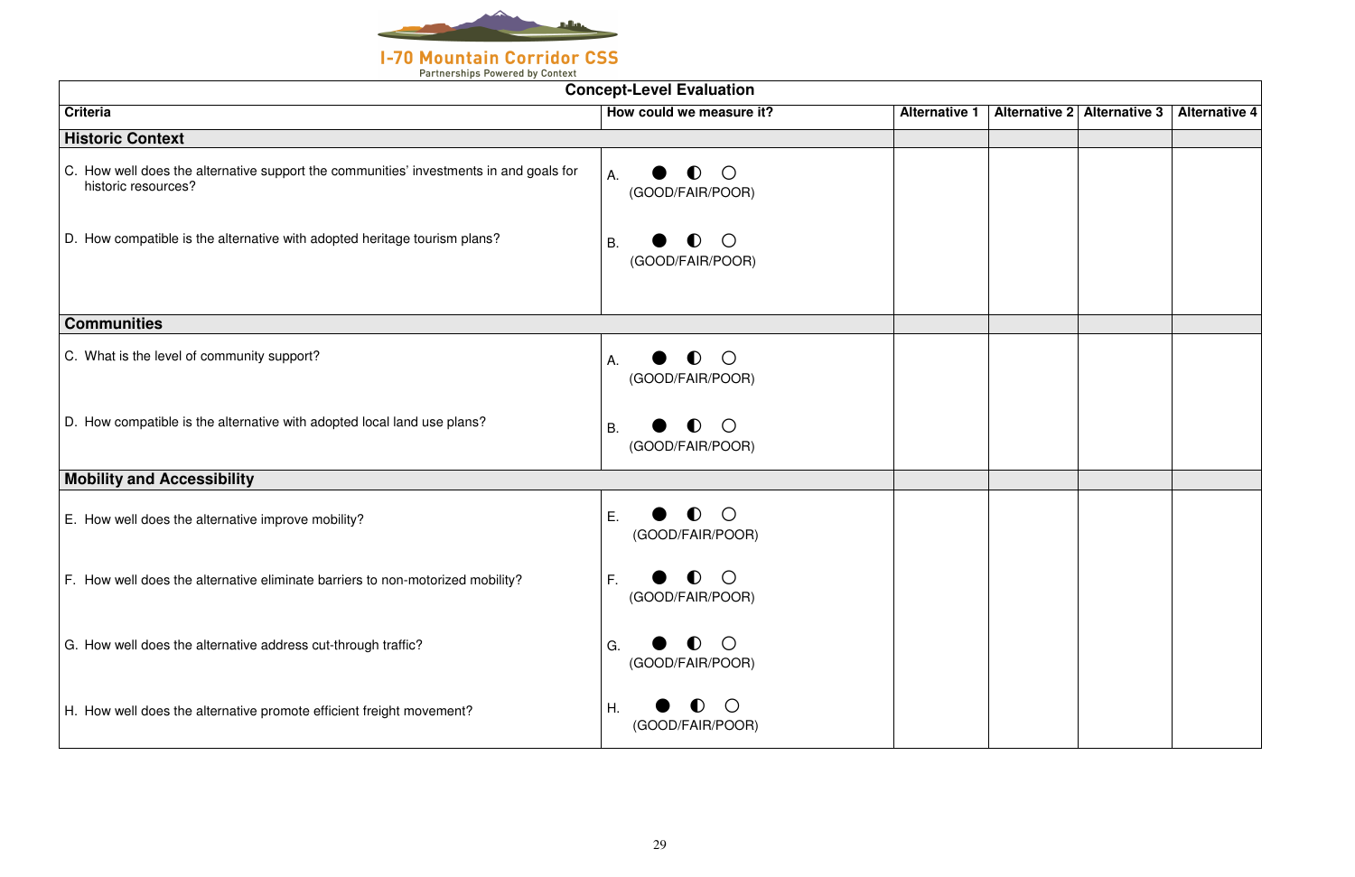**I-70 Mountain Corridor CSS**
Partnerships Powered by Context

| Concept-Level Evaluation | | | | | |
|---|---|---|---|---|---|
| **Criteria** | **How could we measure it?** | **Alternative 1** | **Alternative 2** | **Alternative 3** | **Alternative 4** |
| **Historic Context** | | | | | |
| C. How well does the alternative support the communities' investments in and goals for historic resources? | A. ● ◐ ○ (GOOD/FAIR/POOR) | | | | |
| D. How compatible is the alternative with adopted heritage tourism plans? | B. ● ◐ ○ (GOOD/FAIR/POOR) | | | | |
| **Communities** | | | | | |
| C. What is the level of community support? | A. ● ◐ ○ (GOOD/FAIR/POOR) | | | | |
| D. How compatible is the alternative with adopted local land use plans? | B. ● ◐ ○ (GOOD/FAIR/POOR) | | | | |
| **Mobility and Accessibility** | | | | | |
| E. How well does the alternative improve mobility? | E. ● ◐ ○ (GOOD/FAIR/POOR) | | | | |
| F. How well does the alternative eliminate barriers to non-motorized mobility? | F. ● ◐ ○ (GOOD/FAIR/POOR) | | | | |
| G. How well does the alternative address cut-through traffic? | G. ● ◐ ○ (GOOD/FAIR/POOR) | | | | |
| H. How well does the alternative promote efficient freight movement? | H. ● ◐ ○ (GOOD/FAIR/POOR) | | | | |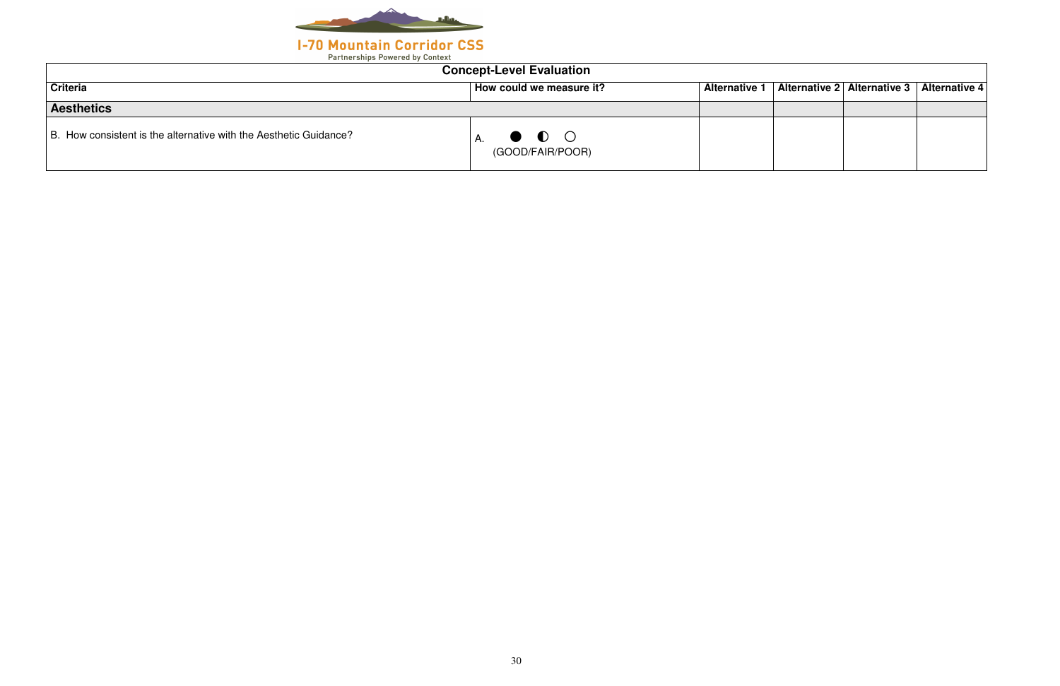I-70 Mountain Corridor CSS

Partnerships Powered by Context

| Concept-Level Evaluation | | | | | |
|---|---|---|---|---|---|
| **Criteria** | **How could we measure it?** | **Alternative 1** | **Alternative 2** | **Alternative 3** | **Alternative 4** |
| **Aesthetics** | | | | | |
| B. How consistent is the alternative with the Aesthetic Guidance? | A. ● ◐ ○ (GOOD/FAIR/POOR) | | | | |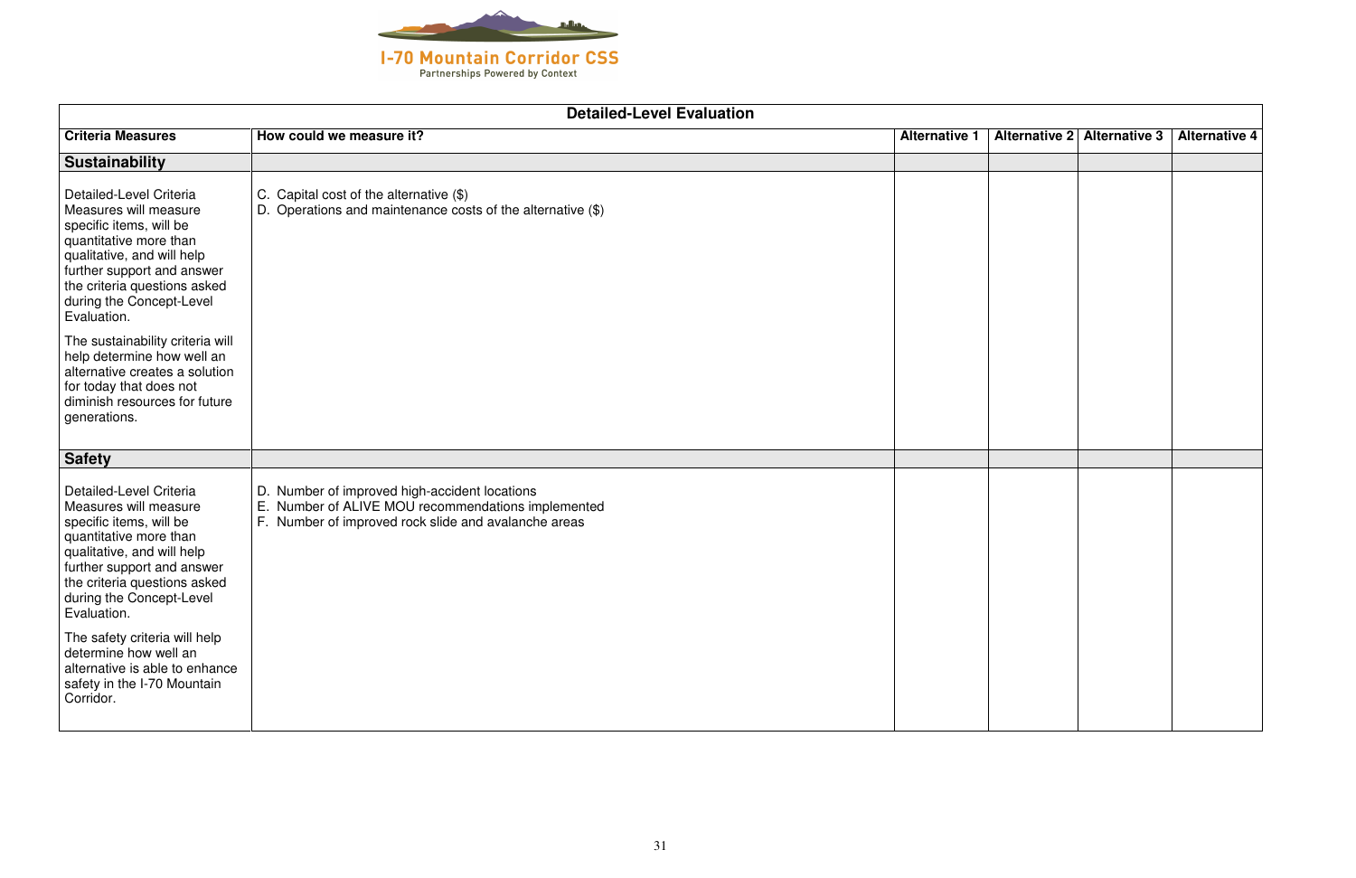| Detailed-Level Evaluation | | | | | |
|---|---|---|---|---|---|
| **Criteria Measures** | **How could we measure it?** | **Alternative 1** | **Alternative 2** | **Alternative 3** | **Alternative 4** |
| **Sustainability** | | | | | |
| Detailed-Level Criteria Measures will measure specific items, will be quantitative more than qualitative, and will help further support and answer the criteria questions asked during the Concept-Level Evaluation.<br><br>The sustainability criteria will help determine how well an alternative creates a solution for today that does not diminish resources for future generations. | C. Capital cost of the alternative ($)<br>D. Operations and maintenance costs of the alternative ($) | | | | |
| **Safety** | | | | | |
| Detailed-Level Criteria Measures will measure specific items, will be quantitative more than qualitative, and will help further support and answer the criteria questions asked during the Concept-Level Evaluation.<br><br>The safety criteria will help determine how well an alternative is able to enhance safety in the I-70 Mountain Corridor. | D. Number of improved high-accident locations<br>E. Number of ALIVE MOU recommendations implemented<br>F. Number of improved rock slide and avalanche areas | | | | |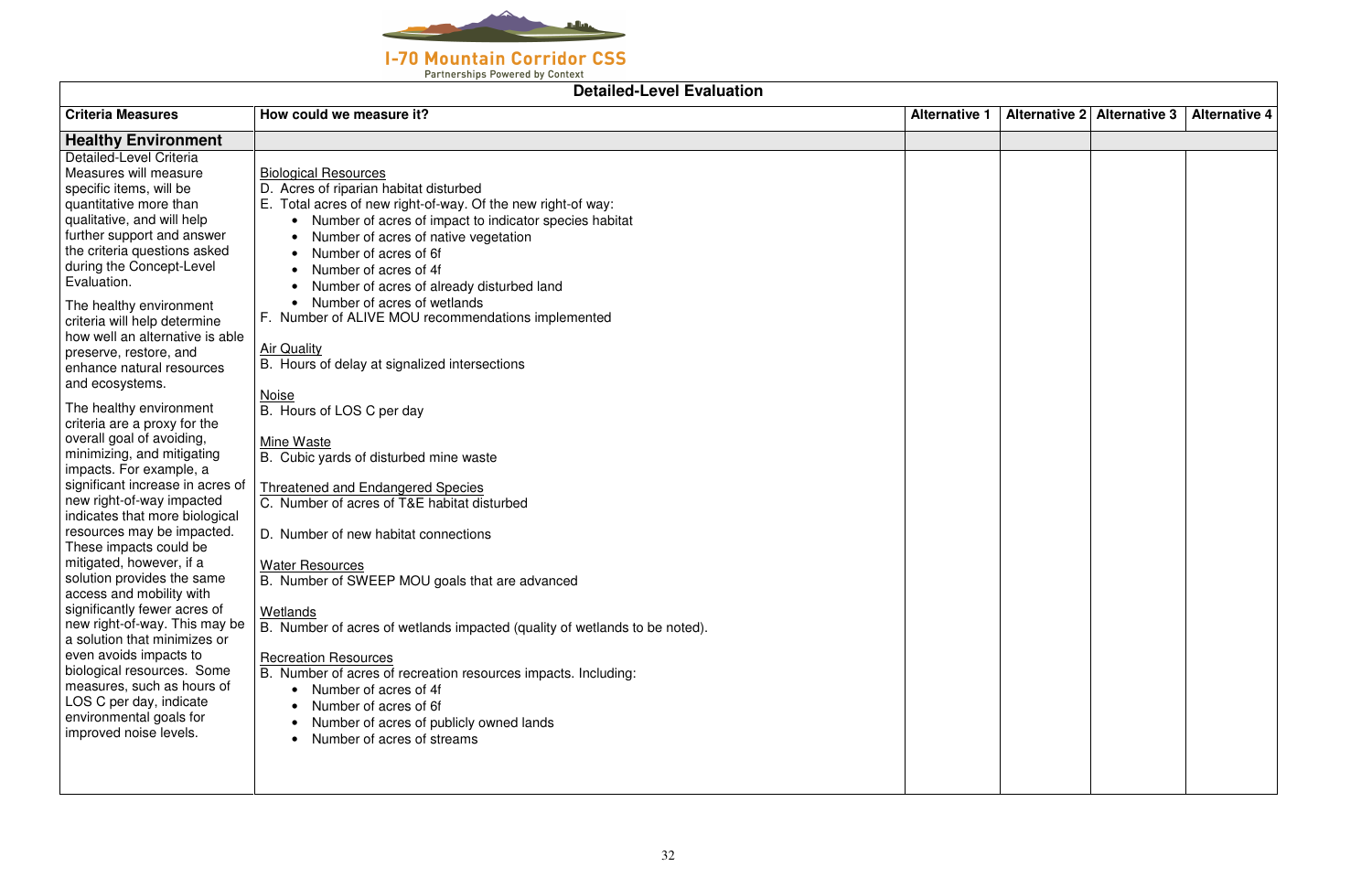## Detailed-Level Evaluation

| Criteria Measures | How could we measure it? | Alternative 1 | Alternative 2 | Alternative 3 | Alternative 4 |
|---|---|---|---|---|---|
| **Healthy Environment** | | | | | |
| Detailed-Level Criteria Measures will measure specific items, will be quantitative more than qualitative, and will help further support and answer the criteria questions asked during the Concept-Level Evaluation.<br><br>The healthy environment criteria will help determine how well an alternative is able preserve, restore, and enhance natural resources and ecosystems.<br><br>The healthy environment criteria are a proxy for the overall goal of avoiding, minimizing, and mitigating impacts. For example, a significant increase in acres of new right-of-way impacted indicates that more biological resources may be impacted. These impacts could be mitigated, however, if a solution provides the same access and mobility with significantly fewer acres of new right-of-way. This may be a solution that minimizes or even avoids impacts to biological resources. Some measures, such as hours of LOS C per day, indicate environmental goals for improved noise levels. | <u>Biological Resources</u><br>D. Acres of riparian habitat disturbed<br>E. Total acres of new right-of-way. Of the new right-of-way:<br>• Number of acres of impact to indicator species habitat<br>• Number of acres of native vegetation<br>• Number of acres of 6f<br>• Number of acres of 4f<br>• Number of acres of already disturbed land<br>• Number of acres of wetlands<br>F. Number of ALIVE MOU recommendations implemented<br><br><u>Air Quality</u><br>B. Hours of delay at signalized intersections<br><br><u>Noise</u><br>B. Hours of LOS C per day<br><br><u>Mine Waste</u><br>B. Cubic yards of disturbed mine waste<br><br><u>Threatened and Endangered Species</u><br>C. Number of acres of T&E habitat disturbed<br><br>D. Number of new habitat connections<br><br><u>Water Resources</u><br>B. Number of SWEEP MOU goals that are advanced<br><br><u>Wetlands</u><br>B. Number of acres of wetlands impacted (quality of wetlands to be noted).<br><br><u>Recreation Resources</u><br>B. Number of acres of recreation resources impacts. Including:<br>• Number of acres of 4f<br>• Number of acres of 6f<br>• Number of acres of publicly owned lands<br>• Number of acres of streams | | | | |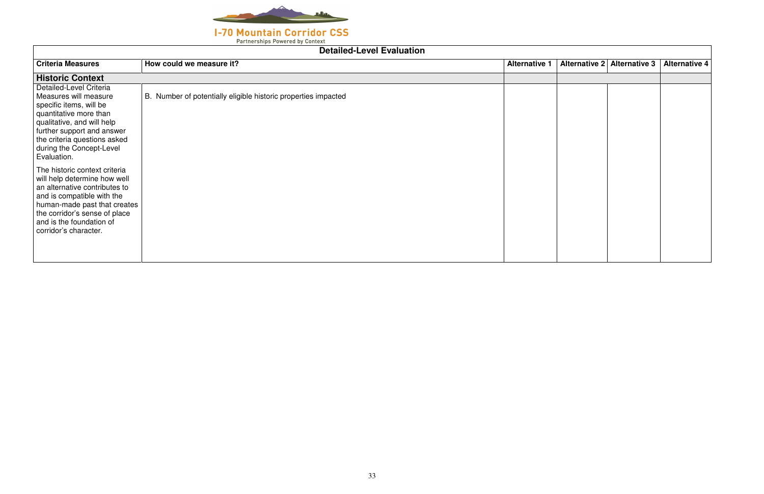I-70 Mountain Corridor CSS

Partnerships Powered by Context

| Detailed-Level Evaluation | | | | | |
|---|---|---|---|---|---|
| **Criteria Measures** | **How could we measure it?** | **Alternative 1** | **Alternative 2** | **Alternative 3** | **Alternative 4** |
| **Historic Context** | | | | | |
| Detailed-Level Criteria Measures will measure specific items, will be quantitative more than qualitative, and will help further support and answer the criteria questions asked during the Concept-Level Evaluation.<br><br>The historic context criteria will help determine how well an alternative contributes to and is compatible with the human-made past that creates the corridor's sense of place and is the foundation of corridor's character. | B. Number of potentially eligible historic properties impacted | | | | |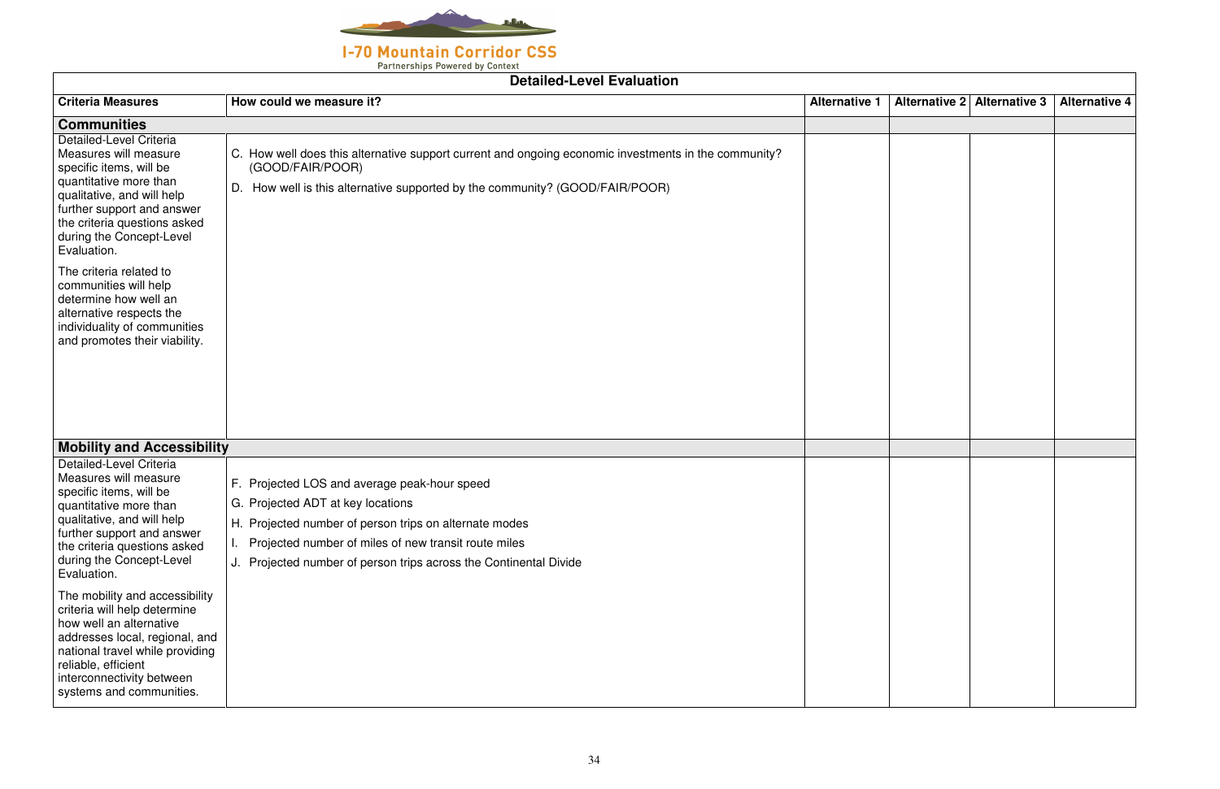I-70 Mountain Corridor CSS

Partnerships Powered by Context

| Detailed-Level Evaluation | | | | | |
|---|---|---|---|---|---|
| **Criteria Measures** | **How could we measure it?** | **Alternative 1** | **Alternative 2** | **Alternative 3** | **Alternative 4** |
| **Communities** | | | | | |
| Detailed-Level Criteria Measures will measure specific items, will be quantitative more than qualitative, and will help further support and answer the criteria questions asked during the Concept-Level Evaluation.<br><br>The criteria related to communities will help determine how well an alternative respects the individuality of communities and promotes their viability. | C. How well does this alternative support current and ongoing economic investments in the community? (GOOD/FAIR/POOR)<br><br>D. How well is this alternative supported by the community? (GOOD/FAIR/POOR) | | | | |
| **Mobility and Accessibility** | | | | | |
| Detailed-Level Criteria Measures will measure specific items, will be quantitative more than qualitative, and will help further support and answer the criteria questions asked during the Concept-Level Evaluation.<br><br>The mobility and accessibility criteria will help determine how well an alternative addresses local, regional, and national travel while providing reliable, efficient interconnectivity between systems and communities. | F. Projected LOS and average peak-hour speed<br>G. Projected ADT at key locations<br>H. Projected number of person trips on alternate modes<br>I. Projected number of miles of new transit route miles<br>J. Projected number of person trips across the Continental Divide | | | | |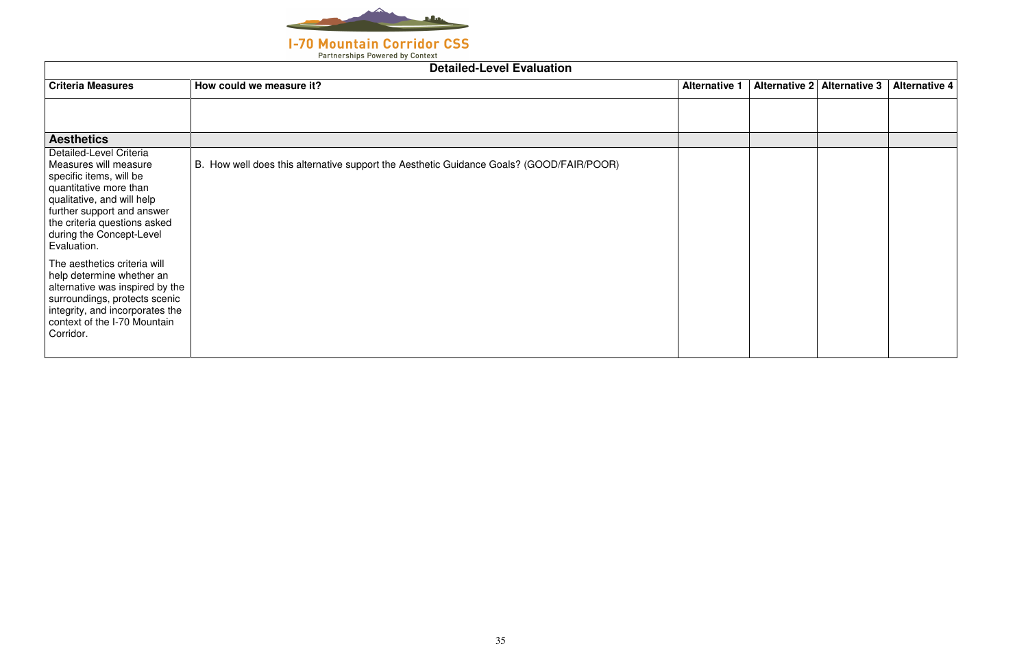I-70 Mountain Corridor CSS

Partnerships Powered by Context

| Detailed-Level Evaluation | | | | | |
|---|---|---|---|---|---|
| **Criteria Measures** | **How could we measure it?** | **Alternative 1** | **Alternative 2** | **Alternative 3** | **Alternative 4** |
| | | | | | |
| **Aesthetics** | | | | | |
| Detailed-Level Criteria Measures will measure specific items, will be quantitative more than qualitative, and will help further support and answer the criteria questions asked during the Concept-Level Evaluation.<br><br>The aesthetics criteria will help determine whether an alternative was inspired by the surroundings, protects scenic integrity, and incorporates the context of the I-70 Mountain Corridor. | B. How well does this alternative support the Aesthetic Guidance Goals? (GOOD/FAIR/POOR) | | | | |